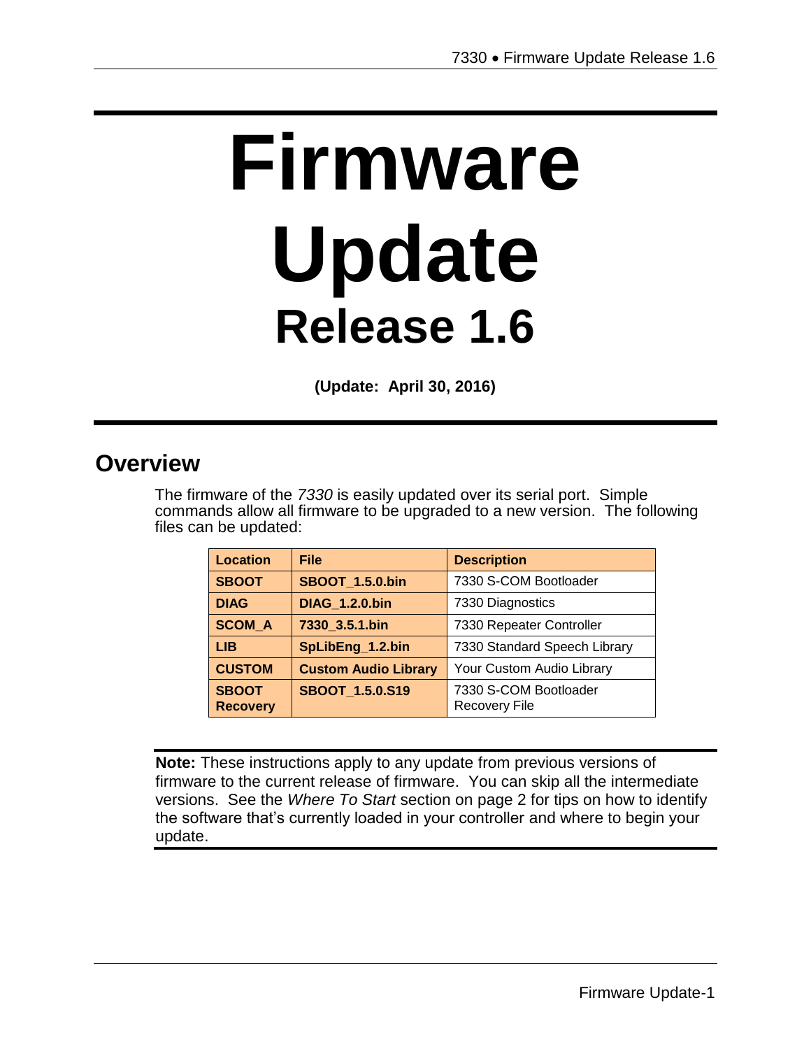# Firmware Update

## Release 1.6

**(Update: April 30, 2016)**

## Overview

The firmware of the *7330* is easily updated over its serial port. Simple commands allow all firmware to be upgraded to a new version. The following files can be updated:

| Location | File | Description |
|---|---|---|
| **SBOOT** | **SBOOT_1.5.0.bin** | 7330 S-COM Bootloader |
| **DIAG** | **DIAG_1.2.0.bin** | 7330 Diagnostics |
| **SCOM_A** | **7330_3.5.1.bin** | 7330 Repeater Controller |
| **LIB** | **SpLibEng_1.2.bin** | 7330 Standard Speech Library |
| **CUSTOM** | **Custom Audio Library** | Your Custom Audio Library |
| **SBOOT Recovery** | **SBOOT_1.5.0.S19** | 7330 S-COM Bootloader Recovery File |

**Note:** These instructions apply to any update from previous versions of firmware to the current release of firmware. You can skip all the intermediate versions. See the *Where To Start* section on page 2 for tips on how to identify the software that's currently loaded in your controller and where to begin your update.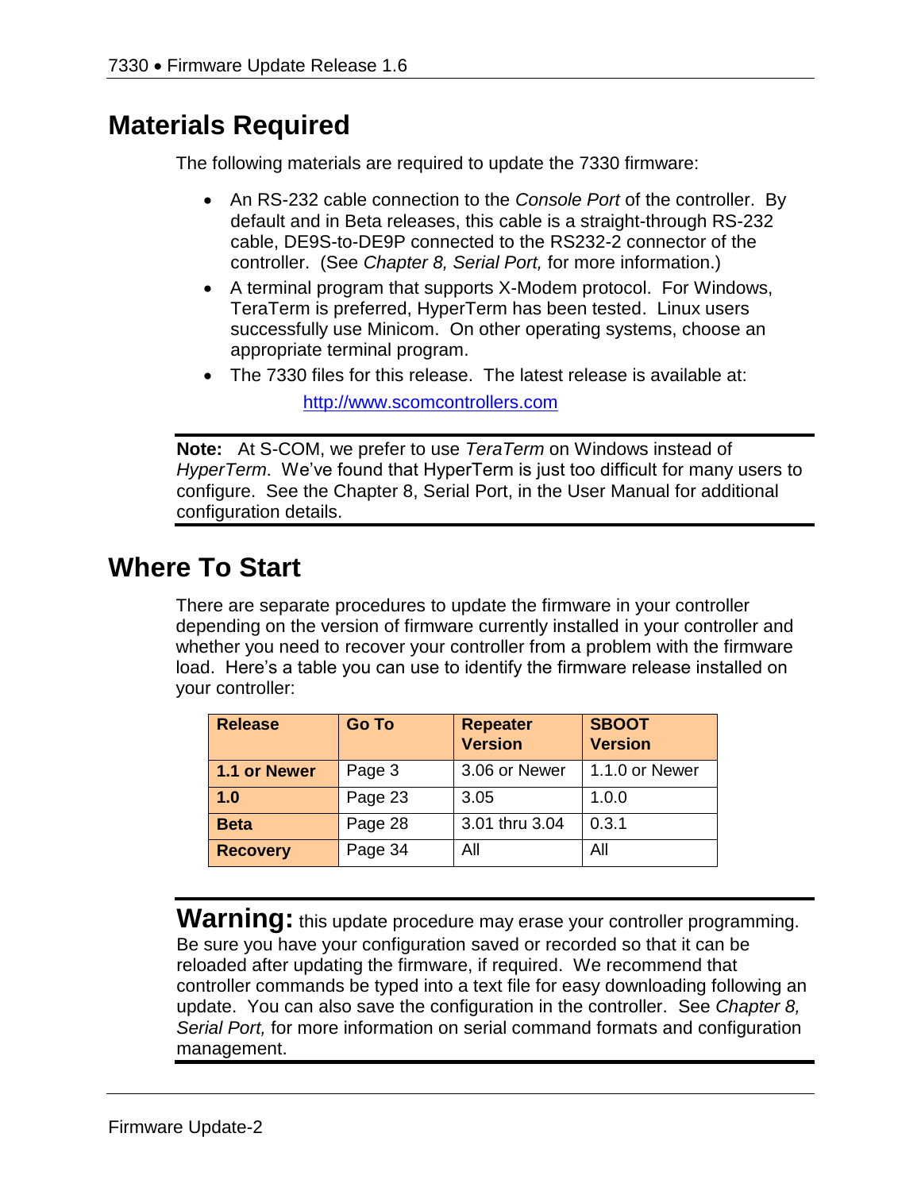## Materials Required

The following materials are required to update the 7330 firmware:

- An RS-232 cable connection to the *Console Port* of the controller. By default and in Beta releases, this cable is a straight-through RS-232 cable, DE9S-to-DE9P connected to the RS232-2 connector of the controller. (See *Chapter 8, Serial Port,* for more information.)
- A terminal program that supports X-Modem protocol. For Windows, TeraTerm is preferred, HyperTerm has been tested. Linux users successfully use Minicom. On other operating systems, choose an appropriate terminal program.
- The 7330 files for this release. The latest release is available at:

  http://www.scomcontrollers.com

---

**Note:** At S-COM, we prefer to use *TeraTerm* on Windows instead of *HyperTerm*. We've found that HyperTerm is just too difficult for many users to configure. See the Chapter 8, Serial Port, in the User Manual for additional configuration details.

---

## Where To Start

There are separate procedures to update the firmware in your controller depending on the version of firmware currently installed in your controller and whether you need to recover your controller from a problem with the firmware load. Here's a table you can use to identify the firmware release installed on your controller:

| Release | Go To | Repeater Version | SBOOT Version |
|---|---|---|---|
| **1.1 or Newer** | Page 3 | 3.06 or Newer | 1.1.0 or Newer |
| **1.0** | Page 23 | 3.05 | 1.0.0 |
| **Beta** | Page 28 | 3.01 thru 3.04 | 0.3.1 |
| **Recovery** | Page 34 | All | All |

---

**Warning:** this update procedure may erase your controller programming. Be sure you have your configuration saved or recorded so that it can be reloaded after updating the firmware, if required. We recommend that controller commands be typed into a text file for easy downloading following an update. You can also save the configuration in the controller. See *Chapter 8, Serial Port,* for more information on serial command formats and configuration management.

---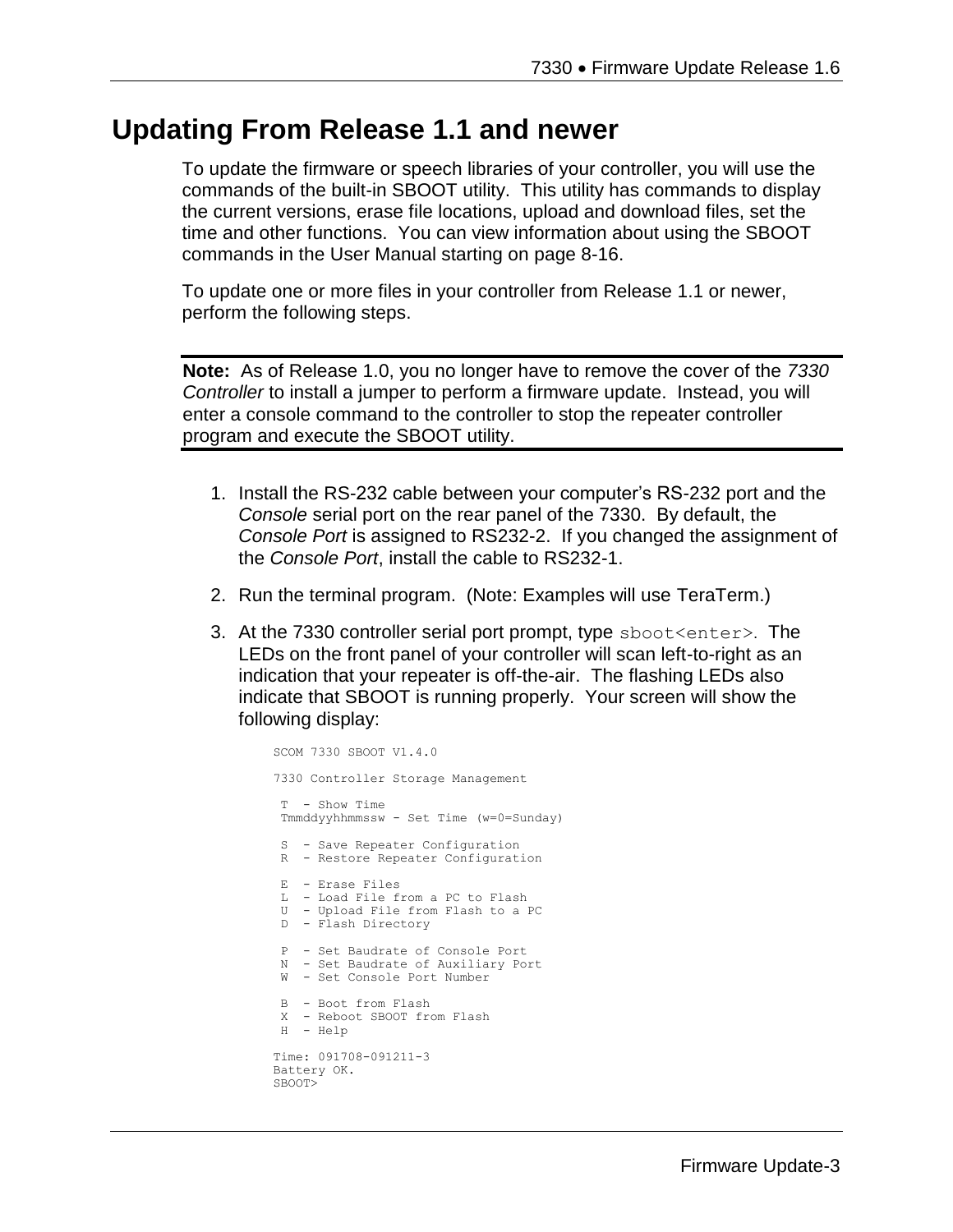# Updating From Release 1.1 and newer

To update the firmware or speech libraries of your controller, you will use the commands of the built-in SBOOT utility. This utility has commands to display the current versions, erase file locations, upload and download files, set the time and other functions. You can view information about using the SBOOT commands in the User Manual starting on page 8-16.

To update one or more files in your controller from Release 1.1 or newer, perform the following steps.

**Note:** As of Release 1.0, you no longer have to remove the cover of the *7330 Controller* to install a jumper to perform a firmware update. Instead, you will enter a console command to the controller to stop the repeater controller program and execute the SBOOT utility.

1. Install the RS-232 cable between your computer's RS-232 port and the *Console* serial port on the rear panel of the 7330. By default, the *Console Port* is assigned to RS232-2. If you changed the assignment of the *Console Port*, install the cable to RS232-1.
2. Run the terminal program. (Note: Examples will use TeraTerm.)
3. At the 7330 controller serial port prompt, type `sboot<enter>`. The LEDs on the front panel of your controller will scan left-to-right as an indication that your repeater is off-the-air. The flashing LEDs also indicate that SBOOT is running properly. Your screen will show the following display:

```
SCOM 7330 SBOOT V1.4.0

7330 Controller Storage Management

 T  - Show Time
 Tmmddyyhhmmssw - Set Time (w=0=Sunday)

 S  - Save Repeater Configuration
 R  - Restore Repeater Configuration

 E  - Erase Files
 L  - Load File from a PC to Flash
 U  - Upload File from Flash to a PC
 D  - Flash Directory

 P  - Set Baudrate of Console Port
 N  - Set Baudrate of Auxiliary Port
 W  - Set Console Port Number

 B  - Boot from Flash
 X  - Reboot SBOOT from Flash
 H  - Help

Time: 091708-091211-3
Battery OK.
SBOOT>
```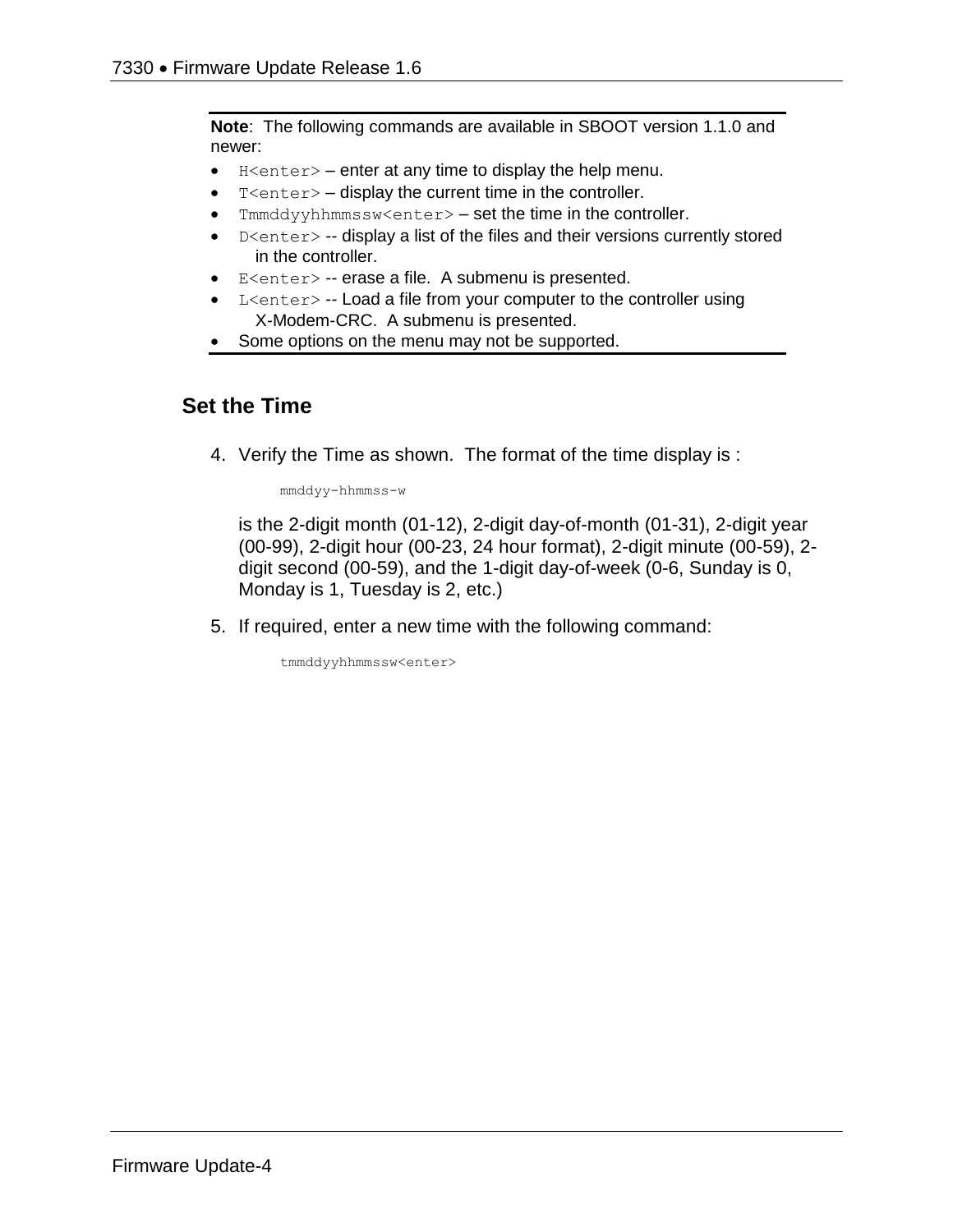**Note**: The following commands are available in SBOOT version 1.1.0 and newer:

- `H<enter>` – enter at any time to display the help menu.
- `T<enter>` – display the current time in the controller.
- `Tmmddyyhhmmssw<enter>` – set the time in the controller.
- `D<enter>` -- display a list of the files and their versions currently stored in the controller.
- `E<enter>` -- erase a file. A submenu is presented.
- `L<enter>` -- Load a file from your computer to the controller using X-Modem-CRC. A submenu is presented.
- Some options on the menu may not be supported.

## Set the Time

4. Verify the Time as shown. The format of the time display is :

   ```
   mmddyy-hhmmss-w
   ```

   is the 2-digit month (01-12), 2-digit day-of-month (01-31), 2-digit year (00-99), 2-digit hour (00-23, 24 hour format), 2-digit minute (00-59), 2-digit second (00-59), and the 1-digit day-of-week (0-6, Sunday is 0, Monday is 1, Tuesday is 2, etc.)

5. If required, enter a new time with the following command:

   ```
   tmmddyyhhmmssw<enter>
   ```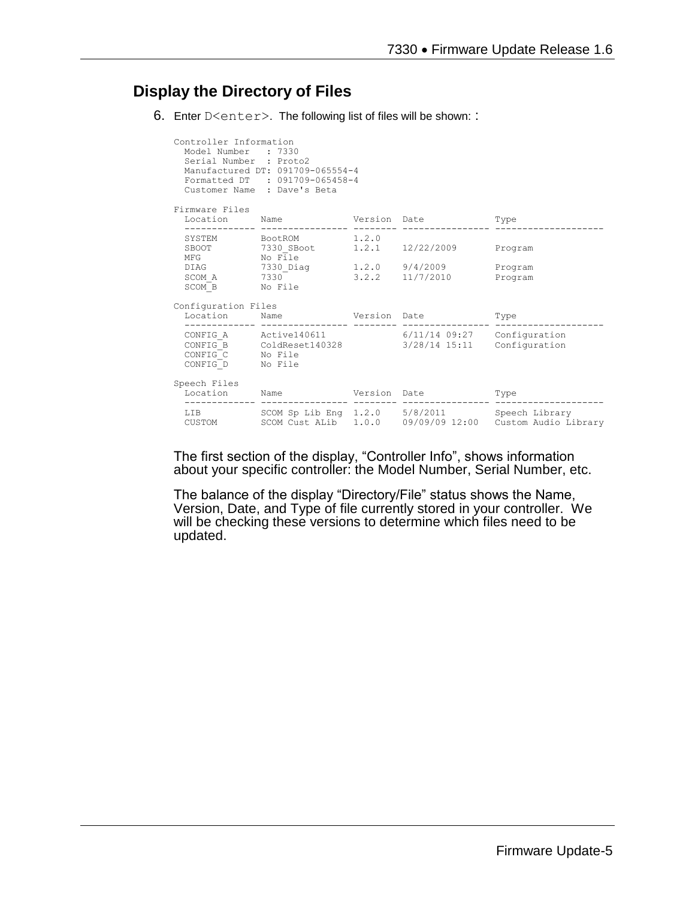## Display the Directory of Files

6. Enter `D<enter>`. The following list of files will be shown: :

```
Controller Information
  Model Number   : 7330
  Serial Number  : Proto2
  Manufactured DT: 091709-065554-4
  Formatted DT   : 091709-065458-4
  Customer Name  : Dave's Beta

Firmware Files
  Location      Name            Version  Date             Type
  ------------- --------------- -------- ---------------- --------------------
  SYSTEM        BootROM         1.2.0
  SBOOT         7330_SBoot      1.2.1    12/22/2009       Program
  MFG           No File
  DIAG          7330_Diag       1.2.0    9/4/2009         Program
  SCOM_A        7330            3.2.2    11/7/2010        Program
  SCOM_B        No File

Configuration Files
  Location      Name            Version  Date             Type
  ------------- --------------- -------- ---------------- --------------------
  CONFIG_A      Active140611             6/11/14 09:27    Configuration
  CONFIG_B      ColdReset140328          3/28/14 15:11    Configuration
  CONFIG_C      No File
  CONFIG_D      No File

Speech Files
  Location      Name            Version  Date             Type
  ------------- --------------- -------- ---------------- --------------------
  LIB           SCOM Sp Lib Eng 1.2.0    5/8/2011         Speech Library
  CUSTOM        SCOM Cust ALib  1.0.0    09/09/09 12:00   Custom Audio Library
```

The first section of the display, “Controller Info”, shows information about your specific controller: the Model Number, Serial Number, etc.

The balance of the display “Directory/File” status shows the Name, Version, Date, and Type of file currently stored in your controller. We will be checking these versions to determine which files need to be updated.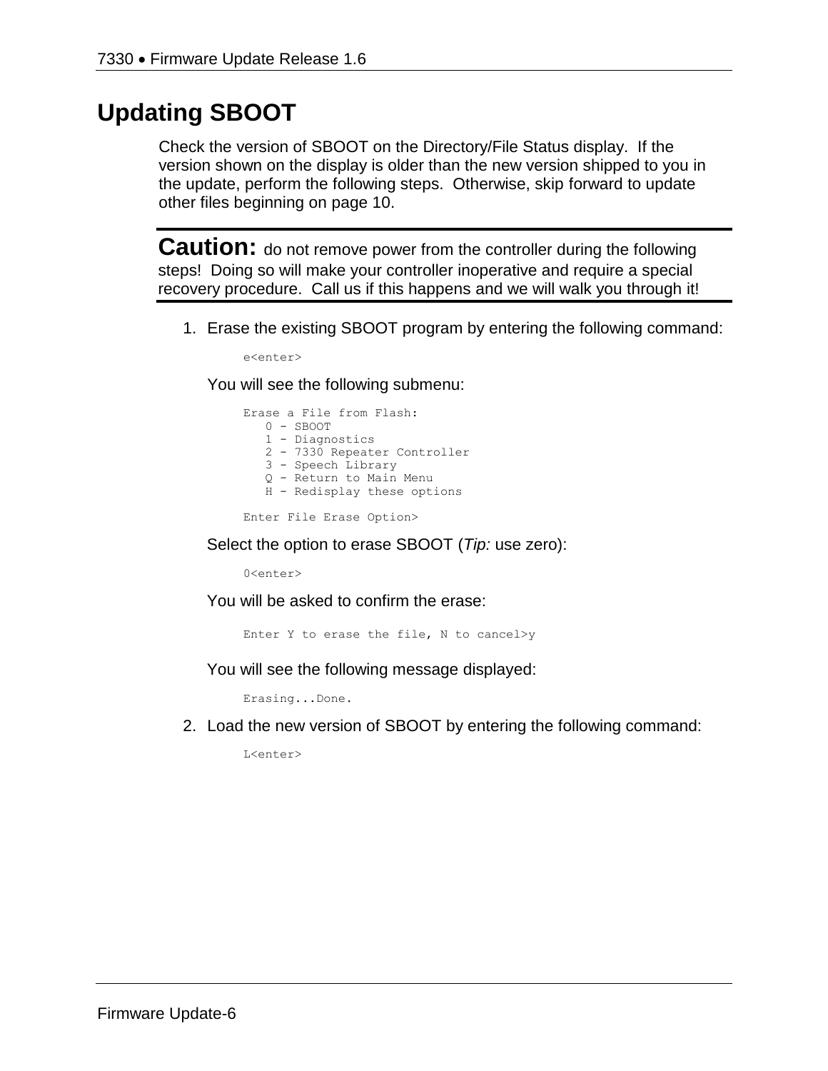# Updating SBOOT

Check the version of SBOOT on the Directory/File Status display. If the version shown on the display is older than the new version shipped to you in the update, perform the following steps. Otherwise, skip forward to update other files beginning on page 10.

---

**Caution:** do not remove power from the controller during the following steps! Doing so will make your controller inoperative and require a special recovery procedure. Call us if this happens and we will walk you through it!

---

1. Erase the existing SBOOT program by entering the following command:

   ```
   e<enter>
   ```

   You will see the following submenu:

   ```
   Erase a File from Flash:
      0 - SBOOT
      1 - Diagnostics
      2 - 7330 Repeater Controller
      3 - Speech Library
      Q - Return to Main Menu
      H - Redisplay these options

   Enter File Erase Option>
   ```

   Select the option to erase SBOOT (*Tip:* use zero):

   ```
   0<enter>
   ```

   You will be asked to confirm the erase:

   ```
   Enter Y to erase the file, N to cancel>y
   ```

   You will see the following message displayed:

   ```
   Erasing...Done.
   ```

2. Load the new version of SBOOT by entering the following command:

   ```
   L<enter>
   ```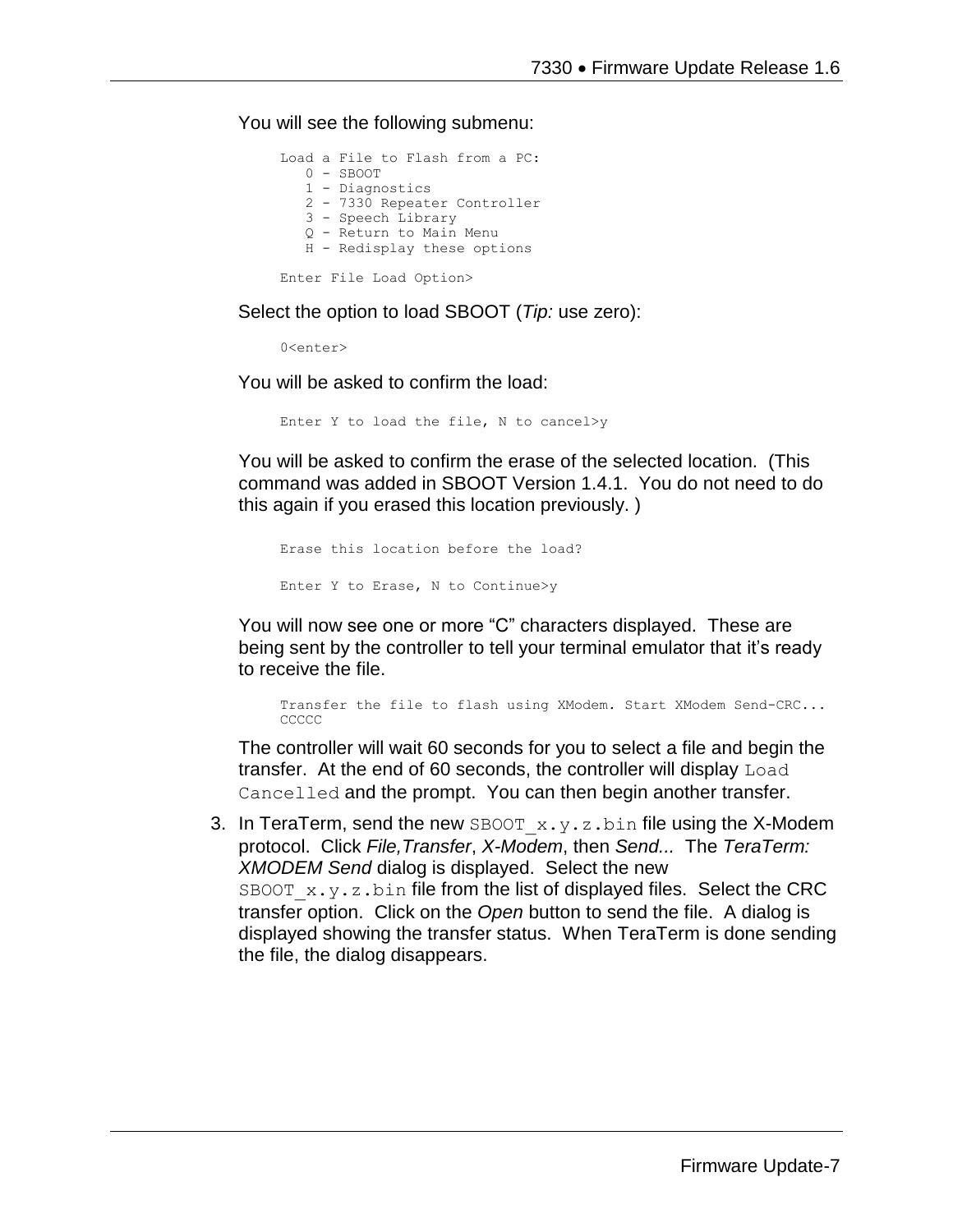You will see the following submenu:

```
Load a File to Flash from a PC:
   0 - SBOOT
   1 - Diagnostics
   2 - 7330 Repeater Controller
   3 - Speech Library
   Q - Return to Main Menu
   H - Redisplay these options

Enter File Load Option>
```

Select the option to load SBOOT (*Tip:* use zero):

```
0<enter>
```

You will be asked to confirm the load:

```
Enter Y to load the file, N to cancel>y
```

You will be asked to confirm the erase of the selected location. (This command was added in SBOOT Version 1.4.1. You do not need to do this again if you erased this location previously. )

```
Erase this location before the load?

Enter Y to Erase, N to Continue>y
```

You will now see one or more “C” characters displayed. These are being sent by the controller to tell your terminal emulator that it’s ready to receive the file.

```
Transfer the file to flash using XModem. Start XModem Send-CRC...
CCCCC
```

The controller will wait 60 seconds for you to select a file and begin the transfer. At the end of 60 seconds, the controller will display `Load Cancelled` and the prompt. You can then begin another transfer.

3. In TeraTerm, send the new `SBOOT_x.y.z.bin` file using the X-Modem protocol. Click *File,Transfer*, *X-Modem*, then *Send...* The *TeraTerm: XMODEM Send* dialog is displayed. Select the new `SBOOT_x.y.z.bin` file from the list of displayed files. Select the CRC transfer option. Click on the *Open* button to send the file. A dialog is displayed showing the transfer status. When TeraTerm is done sending the file, the dialog disappears.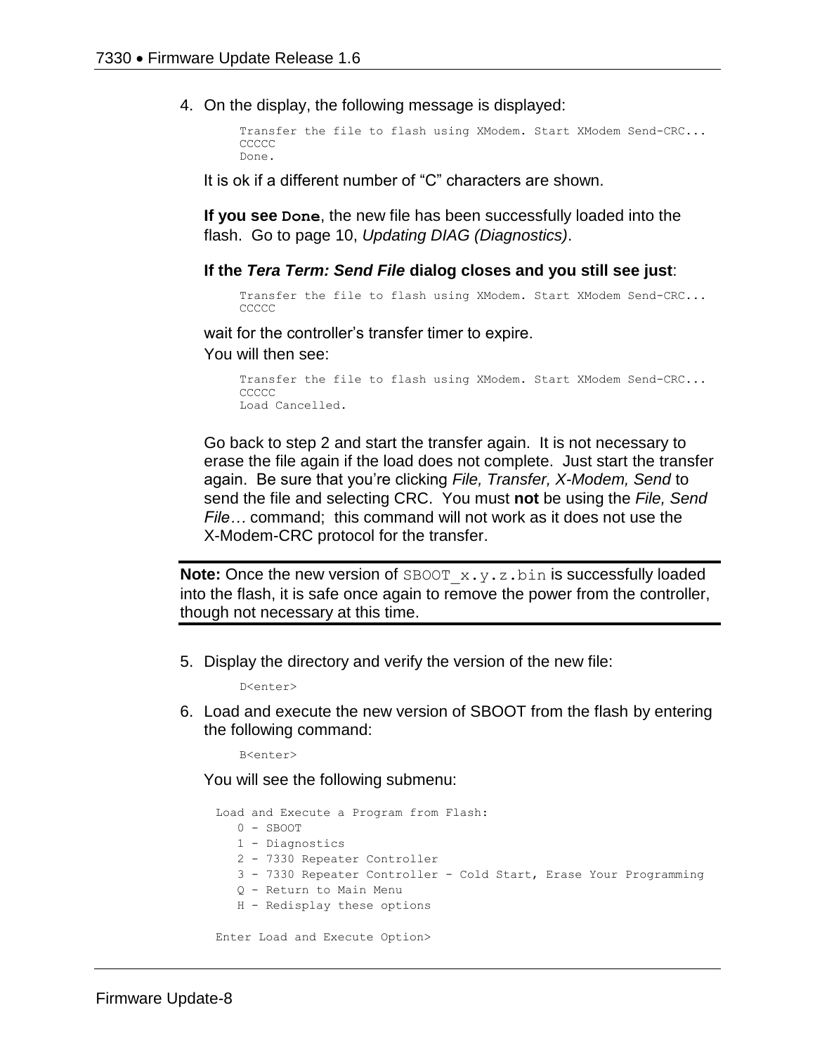4. On the display, the following message is displayed:

   ```
   Transfer the file to flash using XModem. Start XModem Send-CRC...
   CCCCC
   Done.
   ```

   It is ok if a different number of “C” characters are shown.

   **If you see `Done`**, the new file has been successfully loaded into the flash. Go to page 10, *Updating DIAG (Diagnostics)*.

   **If the *Tera Term: Send File* dialog closes and you still see just**:

   ```
   Transfer the file to flash using XModem. Start XModem Send-CRC...
   CCCCC
   ```

   wait for the controller’s transfer timer to expire.
   You will then see:

   ```
   Transfer the file to flash using XModem. Start XModem Send-CRC...
   CCCCC
   Load Cancelled.
   ```

   Go back to step 2 and start the transfer again. It is not necessary to erase the file again if the load does not complete. Just start the transfer again. Be sure that you’re clicking *File, Transfer, X-Modem, Send* to send the file and selecting CRC. You must **not** be using the *File, Send File…* command; this command will not work as it does not use the X-Modem-CRC protocol for the transfer.

---

**Note:** Once the new version of `SBOOT_x.y.z.bin` is successfully loaded into the flash, it is safe once again to remove the power from the controller, though not necessary at this time.

---

5. Display the directory and verify the version of the new file:

   ```
   D<enter>
   ```

6. Load and execute the new version of SBOOT from the flash by entering the following command:

   ```
   B<enter>
   ```

   You will see the following submenu:

   ```
   Load and Execute a Program from Flash:
      0 - SBOOT
      1 - Diagnostics
      2 - 7330 Repeater Controller
      3 - 7330 Repeater Controller - Cold Start, Erase Your Programming
      Q - Return to Main Menu
      H - Redisplay these options

   Enter Load and Execute Option>
   ```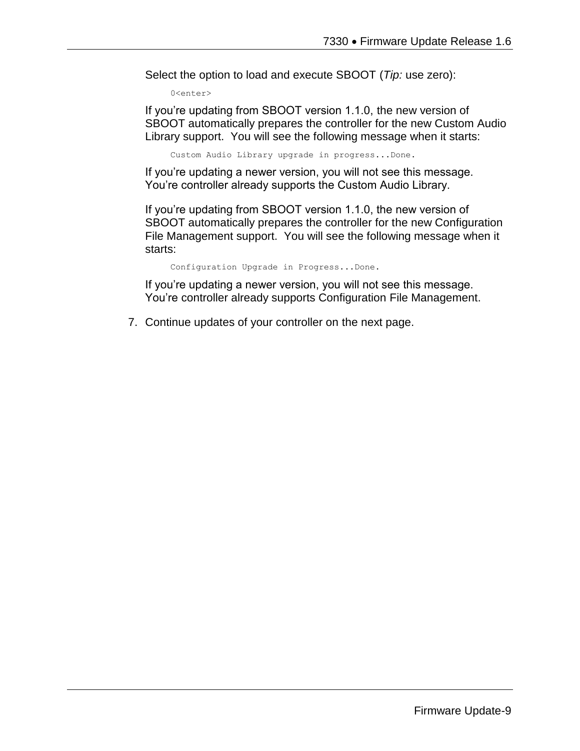Select the option to load and execute SBOOT (*Tip:* use zero):

```
0<enter>
```

If you're updating from SBOOT version 1.1.0, the new version of SBOOT automatically prepares the controller for the new Custom Audio Library support. You will see the following message when it starts:

```
Custom Audio Library upgrade in progress...Done.
```

If you're updating a newer version, you will not see this message. You're controller already supports the Custom Audio Library.

If you're updating from SBOOT version 1.1.0, the new version of SBOOT automatically prepares the controller for the new Configuration File Management support. You will see the following message when it starts:

```
Configuration Upgrade in Progress...Done.
```

If you're updating a newer version, you will not see this message. You're controller already supports Configuration File Management.

7. Continue updates of your controller on the next page.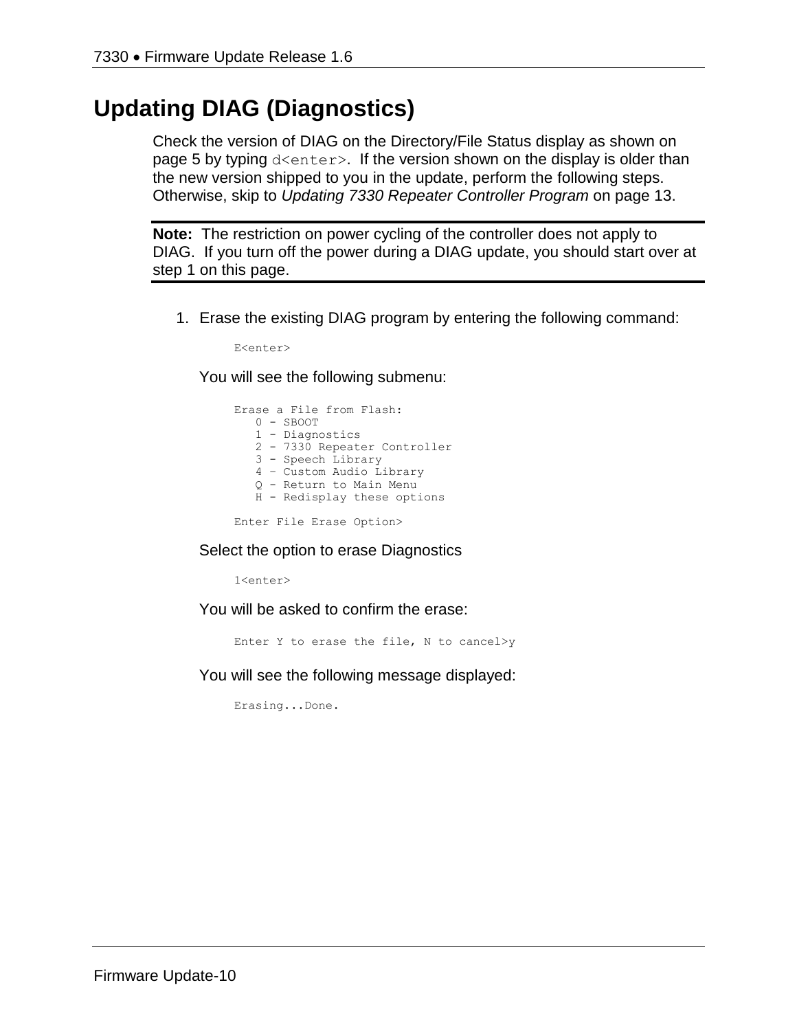# Updating DIAG (Diagnostics)

Check the version of DIAG on the Directory/File Status display as shown on page 5 by typing `d<enter>`. If the version shown on the display is older than the new version shipped to you in the update, perform the following steps. Otherwise, skip to *Updating 7330 Repeater Controller Program* on page 13.

---

**Note:** The restriction on power cycling of the controller does not apply to DIAG. If you turn off the power during a DIAG update, you should start over at step 1 on this page.

---

1. Erase the existing DIAG program by entering the following command:

   ```
   E<enter>
   ```

   You will see the following submenu:

   ```
   Erase a File from Flash:
      0 - SBOOT
      1 - Diagnostics
      2 - 7330 Repeater Controller
      3 - Speech Library
      4 – Custom Audio Library
      Q - Return to Main Menu
      H - Redisplay these options

   Enter File Erase Option>
   ```

   Select the option to erase Diagnostics

   ```
   1<enter>
   ```

   You will be asked to confirm the erase:

   ```
   Enter Y to erase the file, N to cancel>y
   ```

   You will see the following message displayed:

   ```
   Erasing...Done.
   ```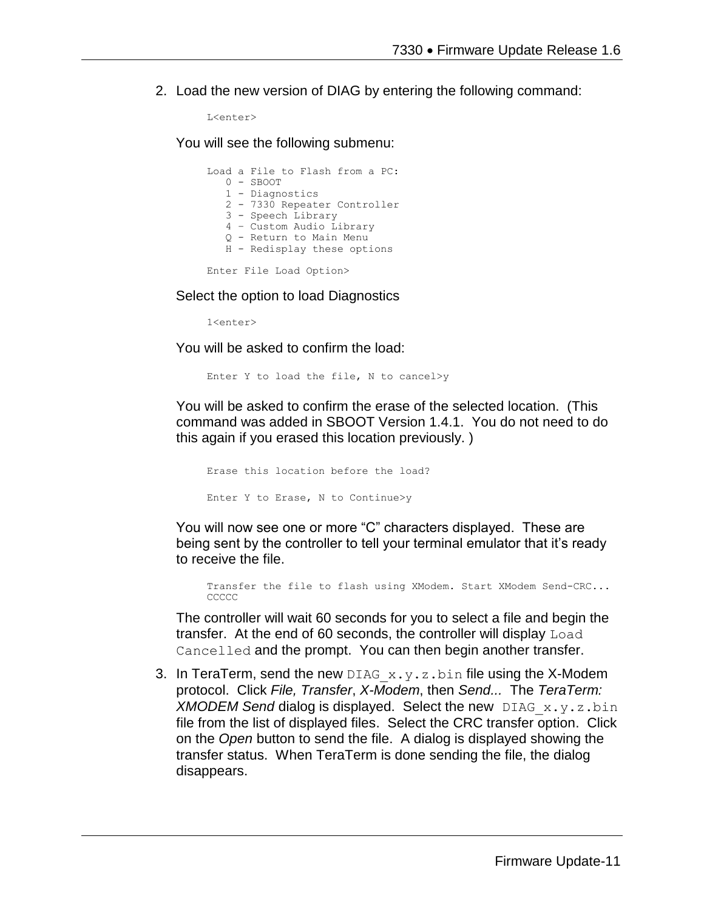2. Load the new version of DIAG by entering the following command:

   ```
   L<enter>
   ```

   You will see the following submenu:

   ```
   Load a File to Flash from a PC:
      0 - SBOOT
      1 - Diagnostics
      2 - 7330 Repeater Controller
      3 - Speech Library
      4 – Custom Audio Library
      Q - Return to Main Menu
      H - Redisplay these options

   Enter File Load Option>
   ```

   Select the option to load Diagnostics

   ```
   1<enter>
   ```

   You will be asked to confirm the load:

   ```
   Enter Y to load the file, N to cancel>y
   ```

   You will be asked to confirm the erase of the selected location. (This command was added in SBOOT Version 1.4.1. You do not need to do this again if you erased this location previously. )

   ```
   Erase this location before the load?

   Enter Y to Erase, N to Continue>y
   ```

   You will now see one or more “C” characters displayed. These are being sent by the controller to tell your terminal emulator that it’s ready to receive the file.

   ```
   Transfer the file to flash using XModem. Start XModem Send-CRC...
   CCCCC
   ```

   The controller will wait 60 seconds for you to select a file and begin the transfer. At the end of 60 seconds, the controller will display `Load Cancelled` and the prompt. You can then begin another transfer.

3. In TeraTerm, send the new `DIAG_x.y.z.bin` file using the X-Modem protocol. Click *File, Transfer*, *X-Modem*, then *Send...* The *TeraTerm: XMODEM Send* dialog is displayed. Select the new `DIAG_x.y.z.bin` file from the list of displayed files. Select the CRC transfer option. Click on the *Open* button to send the file. A dialog is displayed showing the transfer status. When TeraTerm is done sending the file, the dialog disappears.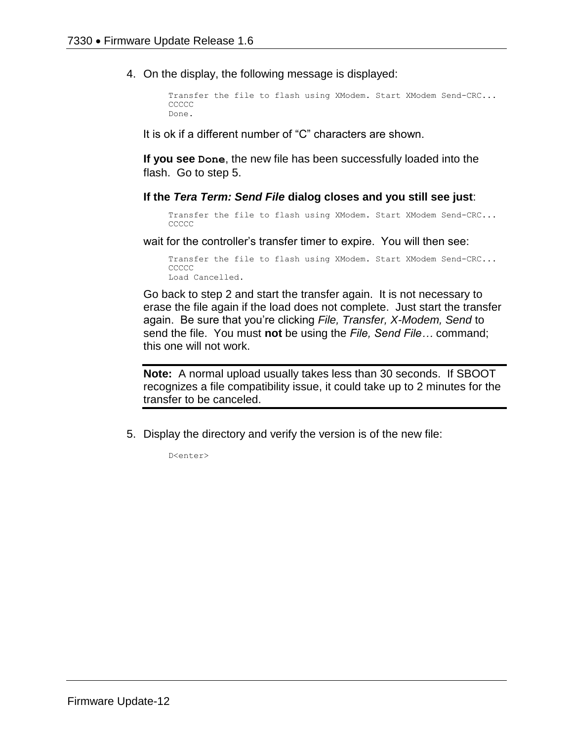4. On the display, the following message is displayed:

   ```
   Transfer the file to flash using XModem. Start XModem Send-CRC...
   CCCCC
   Done.
   ```

   It is ok if a different number of "C" characters are shown.

   **If you see `Done`**, the new file has been successfully loaded into the flash. Go to step 5.

   **If the *Tera Term: Send File* dialog closes and you still see just**:

   ```
   Transfer the file to flash using XModem. Start XModem Send-CRC...
   CCCCC
   ```

   wait for the controller's transfer timer to expire. You will then see:

   ```
   Transfer the file to flash using XModem. Start XModem Send-CRC...
   CCCCC
   Load Cancelled.
   ```

   Go back to step 2 and start the transfer again. It is not necessary to erase the file again if the load does not complete. Just start the transfer again. Be sure that you're clicking *File, Transfer, X-Modem, Send* to send the file. You must **not** be using the *File, Send File…* command; this one will not work.

   ---

   **Note:** A normal upload usually takes less than 30 seconds. If SBOOT recognizes a file compatibility issue, it could take up to 2 minutes for the transfer to be canceled.

   ---

5. Display the directory and verify the version is of the new file:

   ```
   D<enter>
   ```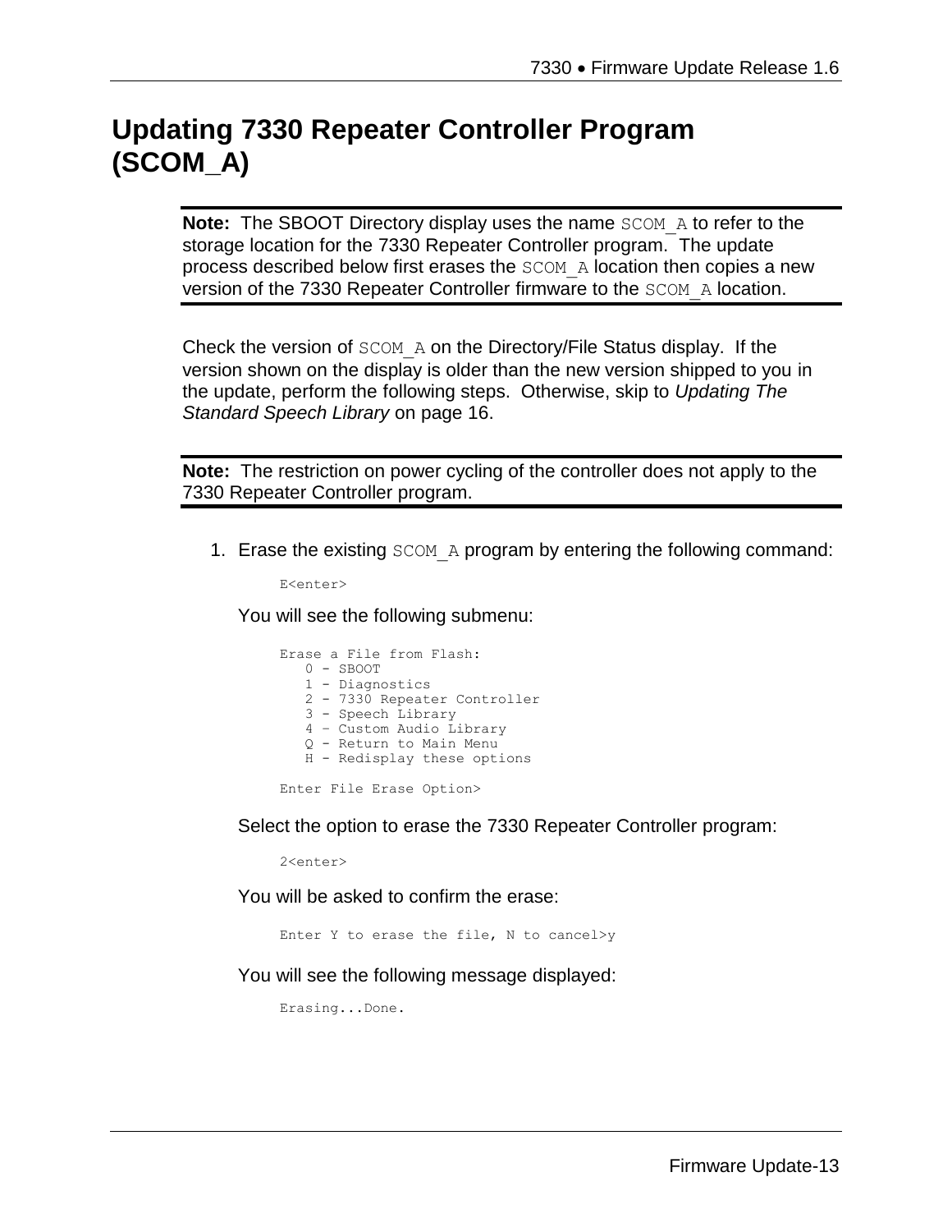# Updating 7330 Repeater Controller Program (SCOM_A)

---

**Note:** The SBOOT Directory display uses the name `SCOM_A` to refer to the storage location for the 7330 Repeater Controller program. The update process described below first erases the `SCOM_A` location then copies a new version of the 7330 Repeater Controller firmware to the `SCOM_A` location.

---

Check the version of `SCOM_A` on the Directory/File Status display. If the version shown on the display is older than the new version shipped to you in the update, perform the following steps. Otherwise, skip to *Updating The Standard Speech Library* on page 16.

---

**Note:** The restriction on power cycling of the controller does not apply to the 7330 Repeater Controller program.

---

1. Erase the existing `SCOM_A` program by entering the following command:

   ```
   E<enter>
   ```

   You will see the following submenu:

   ```
   Erase a File from Flash:
      0 - SBOOT
      1 - Diagnostics
      2 - 7330 Repeater Controller
      3 - Speech Library
      4 – Custom Audio Library
      Q - Return to Main Menu
      H - Redisplay these options

   Enter File Erase Option>
   ```

   Select the option to erase the 7330 Repeater Controller program:

   ```
   2<enter>
   ```

   You will be asked to confirm the erase:

   ```
   Enter Y to erase the file, N to cancel>y
   ```

   You will see the following message displayed:

   ```
   Erasing...Done.
   ```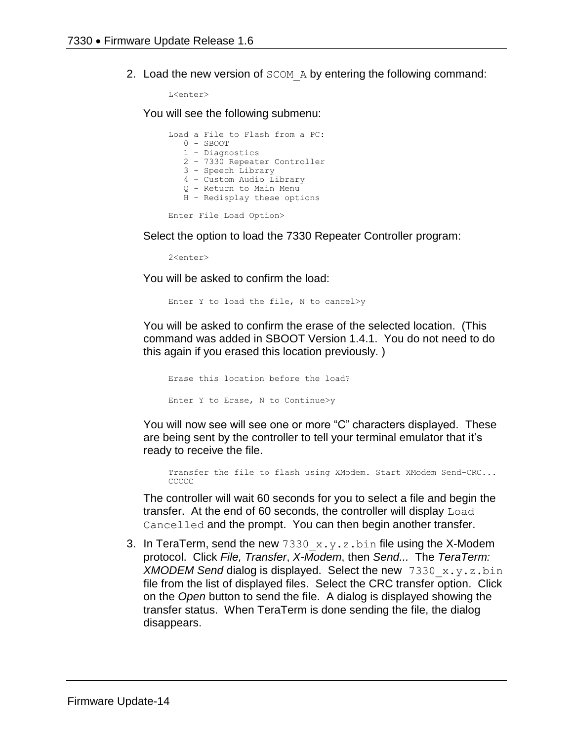2. Load the new version of `SCOM_A` by entering the following command:

   ```
   L<enter>
   ```

   You will see the following submenu:

   ```
   Load a File to Flash from a PC:
      0 - SBOOT
      1 - Diagnostics
      2 - 7330 Repeater Controller
      3 - Speech Library
      4 – Custom Audio Library
      Q - Return to Main Menu
      H - Redisplay these options

   Enter File Load Option>
   ```

   Select the option to load the 7330 Repeater Controller program:

   ```
   2<enter>
   ```

   You will be asked to confirm the load:

   ```
   Enter Y to load the file, N to cancel>y
   ```

   You will be asked to confirm the erase of the selected location. (This command was added in SBOOT Version 1.4.1. You do not need to do this again if you erased this location previously. )

   ```
   Erase this location before the load?

   Enter Y to Erase, N to Continue>y
   ```

   You will now see will see one or more "C" characters displayed. These are being sent by the controller to tell your terminal emulator that it's ready to receive the file.

   ```
   Transfer the file to flash using XModem. Start XModem Send-CRC...
   CCCCC
   ```

   The controller will wait 60 seconds for you to select a file and begin the transfer. At the end of 60 seconds, the controller will display `Load Cancelled` and the prompt. You can then begin another transfer.

3. In TeraTerm, send the new `7330_x.y.z.bin` file using the X-Modem protocol. Click *File, Transfer*, *X-Modem*, then *Send...* The *TeraTerm: XMODEM Send* dialog is displayed. Select the new `7330_x.y.z.bin` file from the list of displayed files. Select the CRC transfer option. Click on the *Open* button to send the file. A dialog is displayed showing the transfer status. When TeraTerm is done sending the file, the dialog disappears.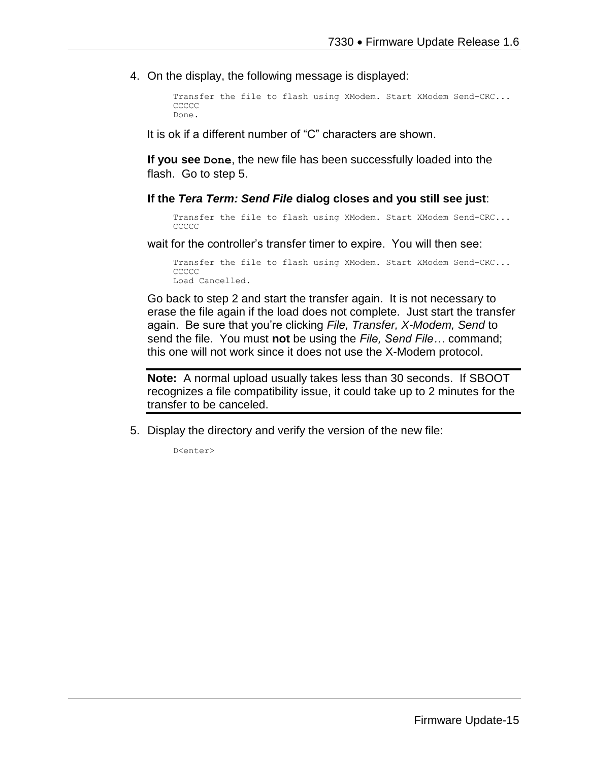4. On the display, the following message is displayed:

   ```
   Transfer the file to flash using XModem. Start XModem Send-CRC...
   CCCCC
   Done.
   ```

   It is ok if a different number of "C" characters are shown.

   **If you see `Done`**, the new file has been successfully loaded into the flash. Go to step 5.

   **If the *Tera Term: Send File* dialog closes and you still see just**:

   ```
   Transfer the file to flash using XModem. Start XModem Send-CRC...
   CCCCC
   ```

   wait for the controller's transfer timer to expire. You will then see:

   ```
   Transfer the file to flash using XModem. Start XModem Send-CRC...
   CCCCC
   Load Cancelled.
   ```

   Go back to step 2 and start the transfer again. It is not necessary to erase the file again if the load does not complete. Just start the transfer again. Be sure that you're clicking *File, Transfer, X-Modem, Send* to send the file. You must **not** be using the *File, Send File…* command; this one will not work since it does not use the X-Modem protocol.

   ---

   **Note:** A normal upload usually takes less than 30 seconds. If SBOOT recognizes a file compatibility issue, it could take up to 2 minutes for the transfer to be canceled.

   ---

5. Display the directory and verify the version of the new file:

   ```
   D<enter>
   ```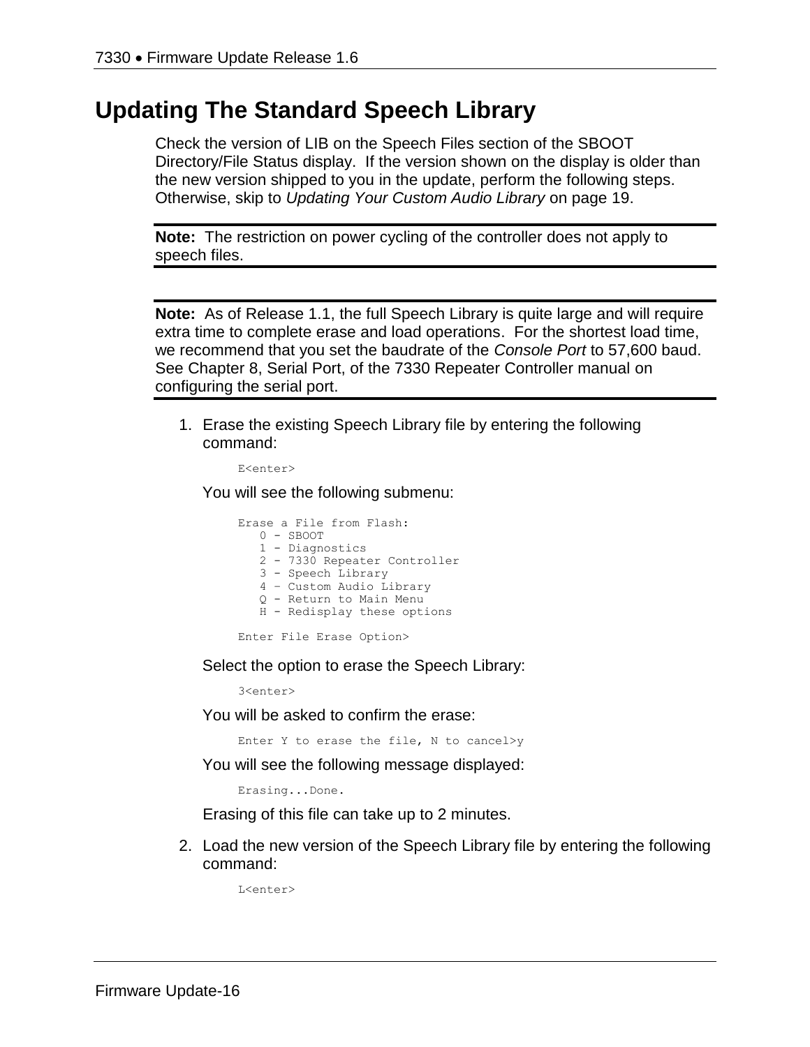# Updating The Standard Speech Library

Check the version of LIB on the Speech Files section of the SBOOT Directory/File Status display. If the version shown on the display is older than the new version shipped to you in the update, perform the following steps. Otherwise, skip to *Updating Your Custom Audio Library* on page 19.

---

**Note:** The restriction on power cycling of the controller does not apply to speech files.

---

---

**Note:** As of Release 1.1, the full Speech Library is quite large and will require extra time to complete erase and load operations. For the shortest load time, we recommend that you set the baudrate of the *Console Port* to 57,600 baud. See Chapter 8, Serial Port, of the 7330 Repeater Controller manual on configuring the serial port.

---

1. Erase the existing Speech Library file by entering the following command:

   ```
   E<enter>
   ```

   You will see the following submenu:

   ```
   Erase a File from Flash:
      0 - SBOOT
      1 - Diagnostics
      2 - 7330 Repeater Controller
      3 - Speech Library
      4 – Custom Audio Library
      Q - Return to Main Menu
      H - Redisplay these options

   Enter File Erase Option>
   ```

   Select the option to erase the Speech Library:

   ```
   3<enter>
   ```

   You will be asked to confirm the erase:

   ```
   Enter Y to erase the file, N to cancel>y
   ```

   You will see the following message displayed:

   ```
   Erasing...Done.
   ```

   Erasing of this file can take up to 2 minutes.

2. Load the new version of the Speech Library file by entering the following command:

   ```
   L<enter>
   ```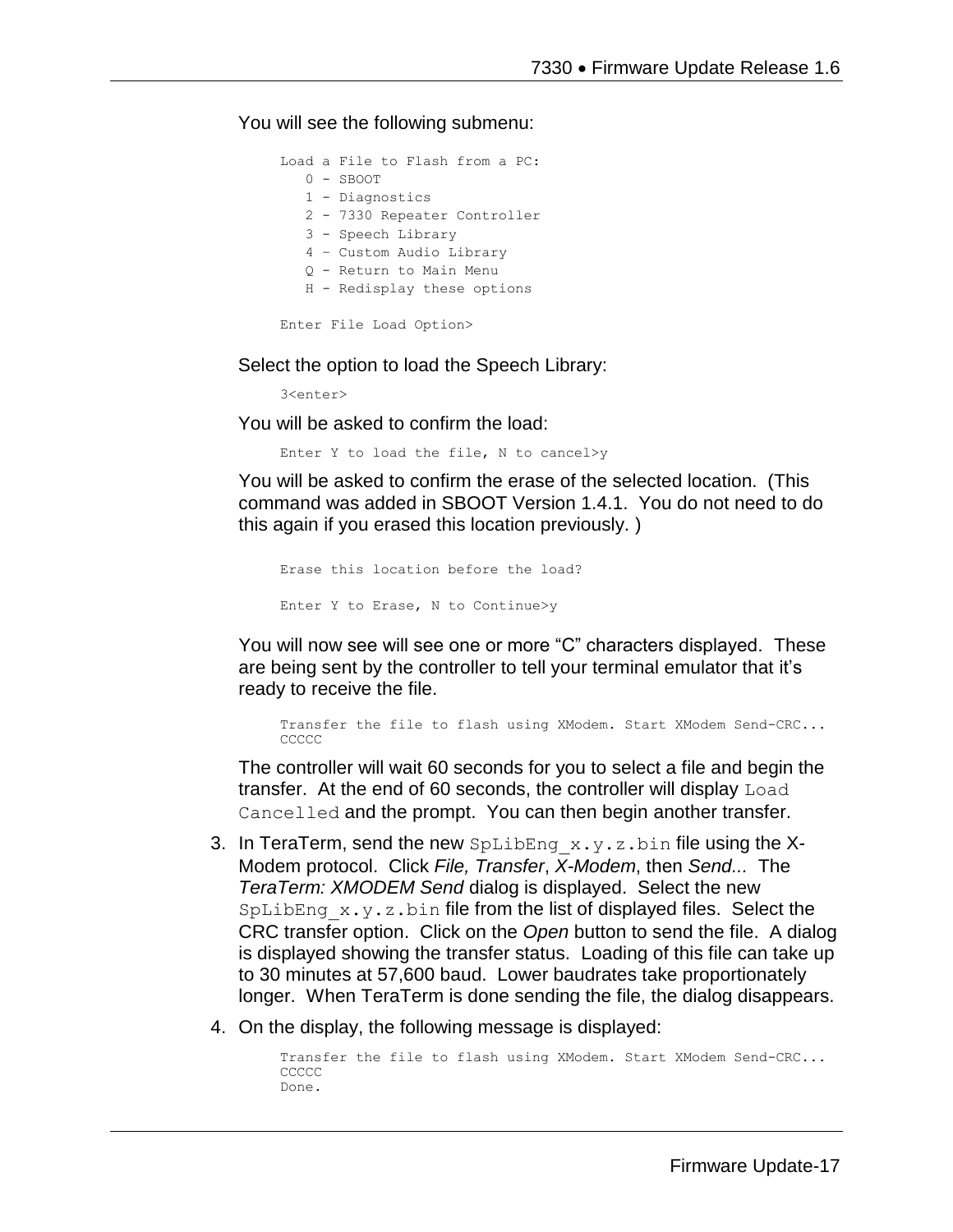You will see the following submenu:

```
Load a File to Flash from a PC:
   0 - SBOOT
   1 - Diagnostics
   2 - 7330 Repeater Controller
   3 - Speech Library
   4 – Custom Audio Library
   Q - Return to Main Menu
   H - Redisplay these options

Enter File Load Option>
```

Select the option to load the Speech Library:

```
3<enter>
```

You will be asked to confirm the load:

```
Enter Y to load the file, N to cancel>y
```

You will be asked to confirm the erase of the selected location. (This command was added in SBOOT Version 1.4.1. You do not need to do this again if you erased this location previously. )

```
Erase this location before the load?

Enter Y to Erase, N to Continue>y
```

You will now see will see one or more "C" characters displayed. These are being sent by the controller to tell your terminal emulator that it's ready to receive the file.

```
Transfer the file to flash using XModem. Start XModem Send-CRC...
CCCCC
```

The controller will wait 60 seconds for you to select a file and begin the transfer. At the end of 60 seconds, the controller will display `Load Cancelled` and the prompt. You can then begin another transfer.

3. In TeraTerm, send the new `SpLibEng_x.y.z.bin` file using the X-Modem protocol. Click *File, Transfer*, *X-Modem*, then *Send...* The *TeraTerm: XMODEM Send* dialog is displayed. Select the new `SpLibEng_x.y.z.bin` file from the list of displayed files. Select the CRC transfer option. Click on the *Open* button to send the file. A dialog is displayed showing the transfer status. Loading of this file can take up to 30 minutes at 57,600 baud. Lower baudrates take proportionately longer. When TeraTerm is done sending the file, the dialog disappears.
4. On the display, the following message is displayed:

```
Transfer the file to flash using XModem. Start XModem Send-CRC...
CCCCC
Done.
```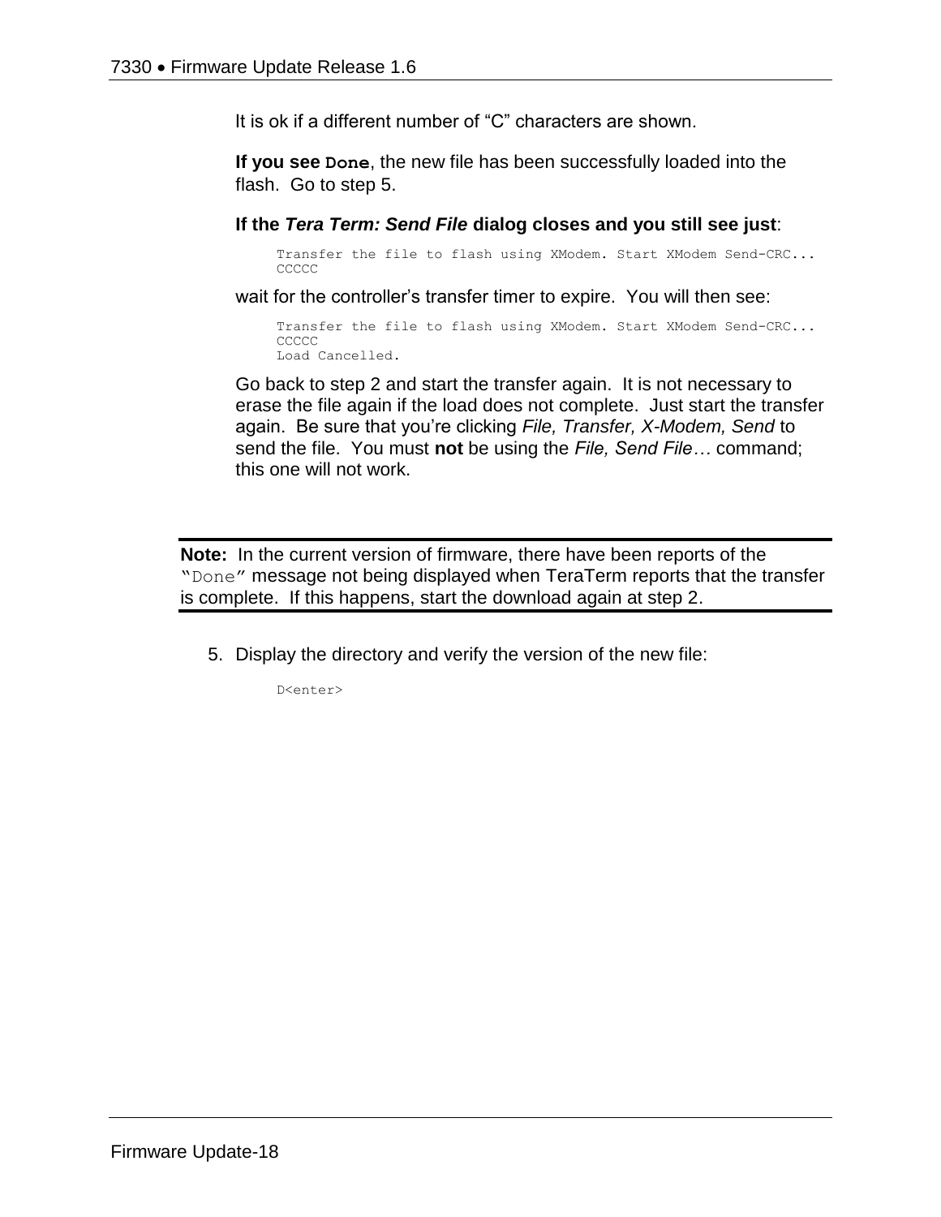It is ok if a different number of "C" characters are shown.

**If you see `Done`**, the new file has been successfully loaded into the flash.  Go to step 5.

**If the *Tera Term: Send File* dialog closes and you still see just**:

```
Transfer the file to flash using XModem. Start XModem Send-CRC...
CCCCC
```

wait for the controller's transfer timer to expire.  You will then see:

```
Transfer the file to flash using XModem. Start XModem Send-CRC...
CCCCC
Load Cancelled.
```

Go back to step 2 and start the transfer again.  It is not necessary to erase the file again if the load does not complete.  Just start the transfer again.  Be sure that you're clicking *File, Transfer, X-Modem, Send* to send the file.  You must **not** be using the *File, Send File…* command; this one will not work.

---

**Note:**  In the current version of firmware, there have been reports of the "`Done`" message not being displayed when TeraTerm reports that the transfer is complete.  If this happens, start the download again at step 2.

---

5. Display the directory and verify the version of the new file:

```
D<enter>
```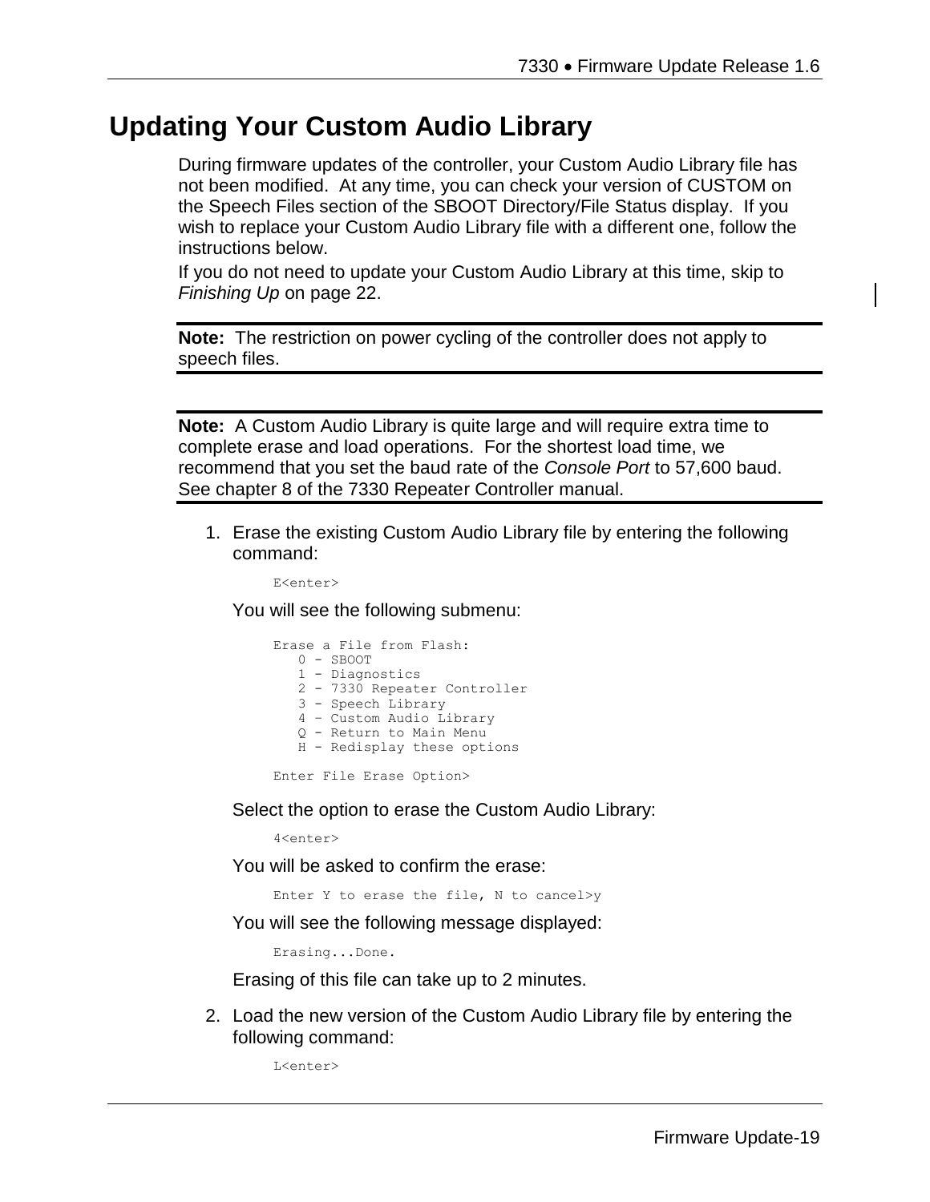# Updating Your Custom Audio Library

During firmware updates of the controller, your Custom Audio Library file has not been modified. At any time, you can check your version of CUSTOM on the Speech Files section of the SBOOT Directory/File Status display. If you wish to replace your Custom Audio Library file with a different one, follow the instructions below.

If you do not need to update your Custom Audio Library at this time, skip to *Finishing Up* on page 22.

---

**Note:** The restriction on power cycling of the controller does not apply to speech files.

---

**Note:** A Custom Audio Library is quite large and will require extra time to complete erase and load operations. For the shortest load time, we recommend that you set the baud rate of the *Console Port* to 57,600 baud. See chapter 8 of the 7330 Repeater Controller manual.

---

1. Erase the existing Custom Audio Library file by entering the following command:

   ```
   E<enter>
   ```

   You will see the following submenu:

   ```
   Erase a File from Flash:
      0 - SBOOT
      1 - Diagnostics
      2 - 7330 Repeater Controller
      3 - Speech Library
      4 – Custom Audio Library
      Q - Return to Main Menu
      H - Redisplay these options

   Enter File Erase Option>
   ```

   Select the option to erase the Custom Audio Library:

   ```
   4<enter>
   ```

   You will be asked to confirm the erase:

   ```
   Enter Y to erase the file, N to cancel>y
   ```

   You will see the following message displayed:

   ```
   Erasing...Done.
   ```

   Erasing of this file can take up to 2 minutes.

2. Load the new version of the Custom Audio Library file by entering the following command:

   ```
   L<enter>
   ```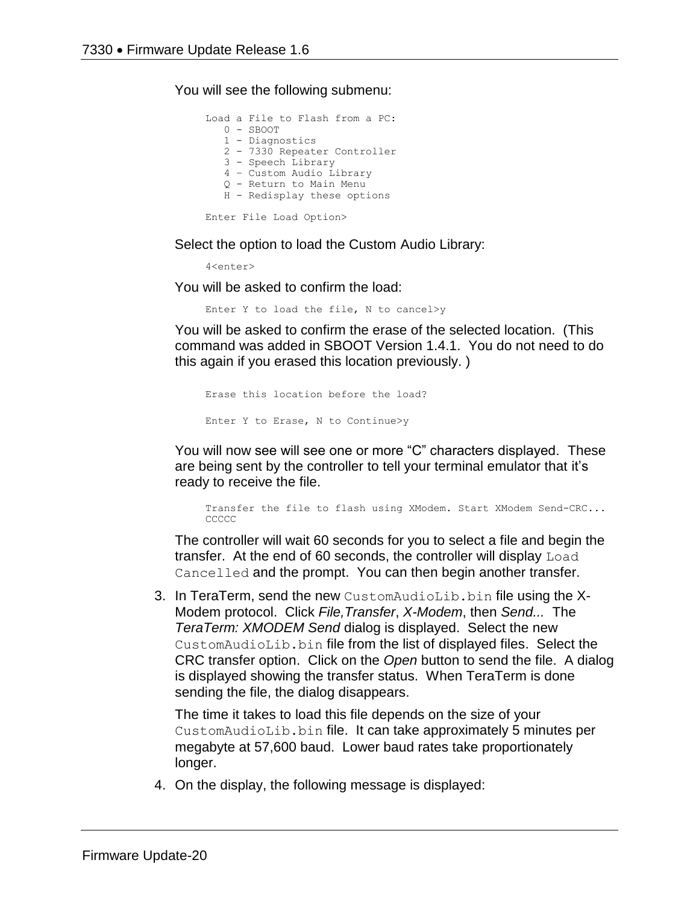You will see the following submenu:

```
Load a File to Flash from a PC:
   0 - SBOOT
   1 - Diagnostics
   2 - 7330 Repeater Controller
   3 - Speech Library
   4 – Custom Audio Library
   Q - Return to Main Menu
   H - Redisplay these options

Enter File Load Option>
```

Select the option to load the Custom Audio Library:

```
4<enter>
```

You will be asked to confirm the load:

```
Enter Y to load the file, N to cancel>y
```

You will be asked to confirm the erase of the selected location. (This command was added in SBOOT Version 1.4.1. You do not need to do this again if you erased this location previously. )

```
Erase this location before the load?

Enter Y to Erase, N to Continue>y
```

You will now see will see one or more “C” characters displayed. These are being sent by the controller to tell your terminal emulator that it’s ready to receive the file.

```
Transfer the file to flash using XModem. Start XModem Send-CRC...
CCCCC
```

The controller will wait 60 seconds for you to select a file and begin the transfer. At the end of 60 seconds, the controller will display `Load Cancelled` and the prompt. You can then begin another transfer.

3. In TeraTerm, send the new `CustomAudioLib.bin` file using the X-Modem protocol. Click *File,Transfer*, *X-Modem*, then *Send...* The *TeraTerm: XMODEM Send* dialog is displayed. Select the new `CustomAudioLib.bin` file from the list of displayed files. Select the CRC transfer option. Click on the *Open* button to send the file. A dialog is displayed showing the transfer status. When TeraTerm is done sending the file, the dialog disappears.

   The time it takes to load this file depends on the size of your `CustomAudioLib.bin` file. It can take approximately 5 minutes per megabyte at 57,600 baud. Lower baud rates take proportionately longer.

4. On the display, the following message is displayed: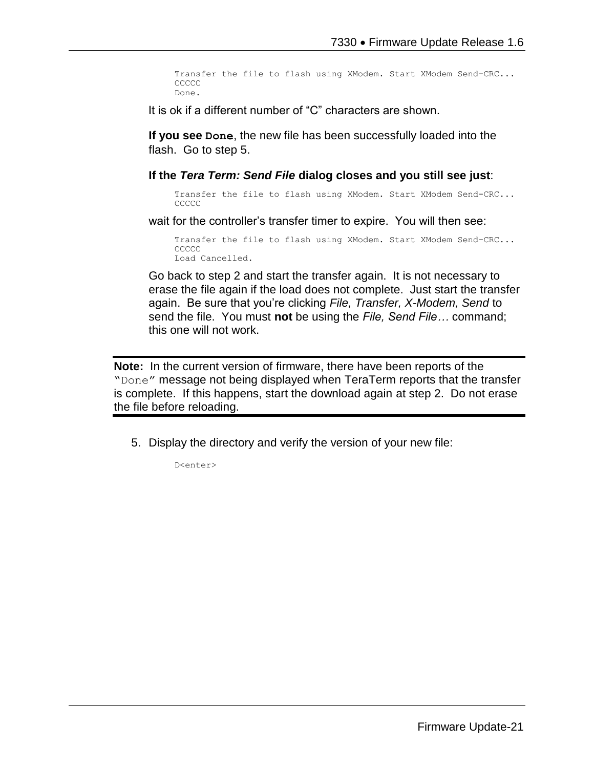```
Transfer the file to flash using XModem. Start XModem Send-CRC...
CCCCC
Done.
```

It is ok if a different number of “C” characters are shown.

**If you see `Done`**, the new file has been successfully loaded into the flash. Go to step 5.

**If the *Tera Term: Send File* dialog closes and you still see just**:

```
Transfer the file to flash using XModem. Start XModem Send-CRC...
CCCCC
```

wait for the controller’s transfer timer to expire. You will then see:

```
Transfer the file to flash using XModem. Start XModem Send-CRC...
CCCCC
Load Cancelled.
```

Go back to step 2 and start the transfer again. It is not necessary to erase the file again if the load does not complete. Just start the transfer again. Be sure that you’re clicking *File, Transfer, X-Modem, Send* to send the file. You must **not** be using the *File, Send File…* command; this one will not work.

---

**Note:** In the current version of firmware, there have been reports of the "`Done`" message not being displayed when TeraTerm reports that the transfer is complete. If this happens, start the download again at step 2. Do not erase the file before reloading.

---

5. Display the directory and verify the version of your new file:

```
D<enter>
```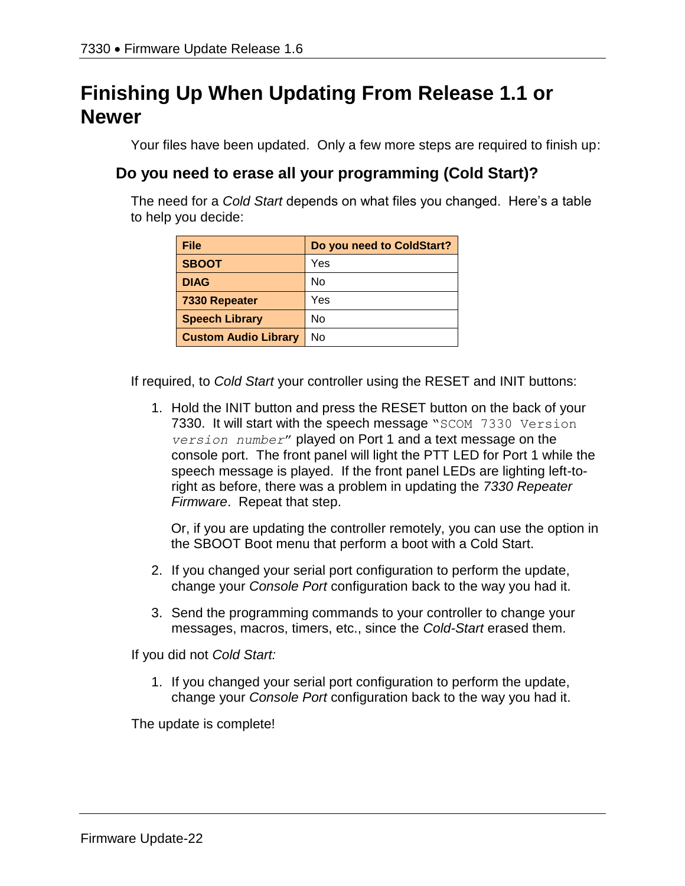# Finishing Up When Updating From Release 1.1 or Newer

Your files have been updated. Only a few more steps are required to finish up:

## Do you need to erase all your programming (Cold Start)?

The need for a *Cold Start* depends on what files you changed. Here's a table to help you decide:

| File | Do you need to ColdStart? |
|---|---|
| **SBOOT** | Yes |
| **DIAG** | No |
| **7330 Repeater** | Yes |
| **Speech Library** | No |
| **Custom Audio Library** | No |

If required, to *Cold Start* your controller using the RESET and INIT buttons:

1. Hold the INIT button and press the RESET button on the back of your 7330. It will start with the speech message "`SCOM 7330 Version` *`version number`*" played on Port 1 and a text message on the console port. The front panel will light the PTT LED for Port 1 while the speech message is played. If the front panel LEDs are lighting left-to-right as before, there was a problem in updating the *7330 Repeater Firmware*. Repeat that step.

   Or, if you are updating the controller remotely, you can use the option in the SBOOT Boot menu that perform a boot with a Cold Start.

2. If you changed your serial port configuration to perform the update, change your *Console Port* configuration back to the way you had it.

3. Send the programming commands to your controller to change your messages, macros, timers, etc., since the *Cold-Start* erased them.

If you did not *Cold Start:*

1. If you changed your serial port configuration to perform the update, change your *Console Port* configuration back to the way you had it.

The update is complete!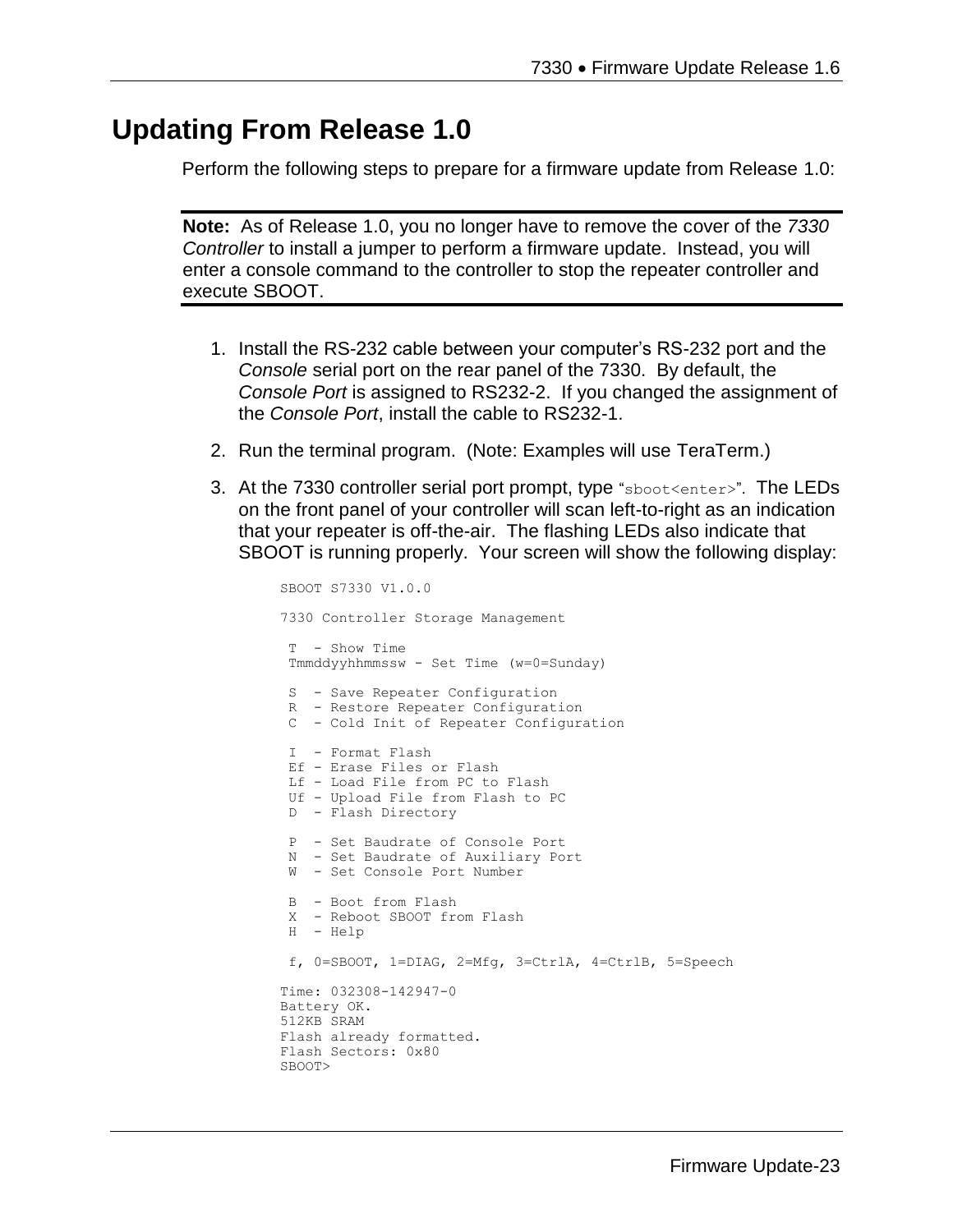## Updating From Release 1.0

Perform the following steps to prepare for a firmware update from Release 1.0:

---

**Note:** As of Release 1.0, you no longer have to remove the cover of the *7330 Controller* to install a jumper to perform a firmware update. Instead, you will enter a console command to the controller to stop the repeater controller and execute SBOOT.

---

1. Install the RS-232 cable between your computer's RS-232 port and the *Console* serial port on the rear panel of the 7330. By default, the *Console Port* is assigned to RS232-2. If you changed the assignment of the *Console Port*, install the cable to RS232-1.
2. Run the terminal program. (Note: Examples will use TeraTerm.)
3. At the 7330 controller serial port prompt, type "`sboot<enter>`". The LEDs on the front panel of your controller will scan left-to-right as an indication that your repeater is off-the-air. The flashing LEDs also indicate that SBOOT is running properly. Your screen will show the following display:

```
SBOOT S7330 V1.0.0

7330 Controller Storage Management

 T  - Show Time
 Tmmddyyhhmmssw - Set Time (w=0=Sunday)

 S  - Save Repeater Configuration
 R  - Restore Repeater Configuration
 C  - Cold Init of Repeater Configuration

 I  - Format Flash
 Ef - Erase Files or Flash
 Lf - Load File from PC to Flash
 Uf - Upload File from Flash to PC
 D  - Flash Directory

 P  - Set Baudrate of Console Port
 N  - Set Baudrate of Auxiliary Port
 W  - Set Console Port Number

 B  - Boot from Flash
 X  - Reboot SBOOT from Flash
 H  - Help

 f, 0=SBOOT, 1=DIAG, 2=Mfg, 3=CtrlA, 4=CtrlB, 5=Speech

Time: 032308-142947-0
Battery OK.
512KB SRAM
Flash already formatted.
Flash Sectors: 0x80
SBOOT>
```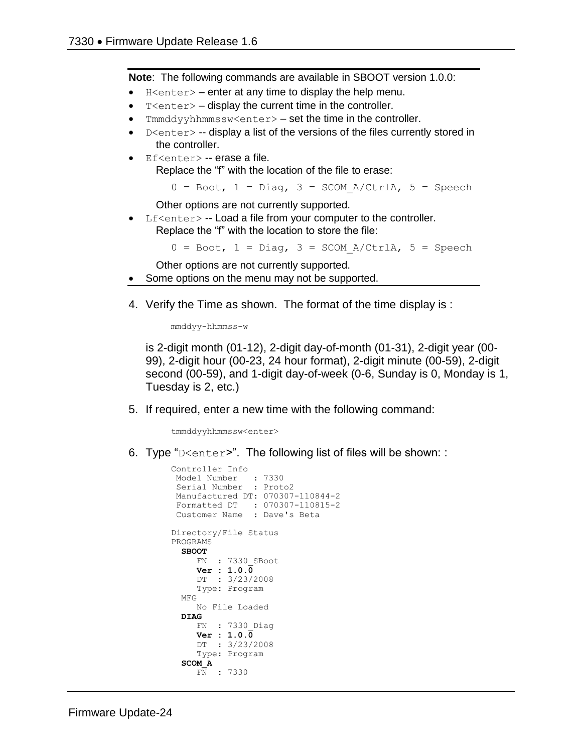**Note**: The following commands are available in SBOOT version 1.0.0:

- `H<enter>` – enter at any time to display the help menu.
- `T<enter>` – display the current time in the controller.
- `Tmmddyyhhmmssw<enter>` – set the time in the controller.
- `D<enter>` -- display a list of the versions of the files currently stored in the controller.
- `Ef<enter>` -- erase a file.
  Replace the "f" with the location of the file to erase:

  `0 = Boot, 1 = Diag, 3 = SCOM_A/CtrlA, 5 = Speech`

  Other options are not currently supported.
- `Lf<enter>` -- Load a file from your computer to the controller.
  Replace the "f" with the location to store the file:

  `0 = Boot, 1 = Diag, 3 = SCOM_A/CtrlA, 5 = Speech`

  Other options are not currently supported.
- Some options on the menu may not be supported.

4. Verify the Time as shown. The format of the time display is :

   ```
   mmddyy-hhmmss-w
   ```

   is 2-digit month (01-12), 2-digit day-of-month (01-31), 2-digit year (00-99), 2-digit hour (00-23, 24 hour format), 2-digit minute (00-59), 2-digit second (00-59), and 1-digit day-of-week (0-6, Sunday is 0, Monday is 1, Tuesday is 2, etc.)

5. If required, enter a new time with the following command:

   ```
   tmmddyyhhmmssw<enter>
   ```

6. Type "`D<enter>`". The following list of files will be shown: :

   ```
   Controller Info
    Model Number   : 7330
    Serial Number  : Proto2
    Manufactured DT: 070307-110844-2
    Formatted DT   : 070307-110815-2
    Customer Name  : Dave's Beta

   Directory/File Status
   PROGRAMS
     SBOOT
        FN  : 7330_SBoot
        Ver : 1.0.0
        DT  : 3/23/2008
        Type: Program
     MFG
        No File Loaded
     DIAG
        FN  : 7330_Diag
        Ver : 1.0.0
        DT  : 3/23/2008
        Type: Program
     SCOM_A
        FN  : 7330
   ```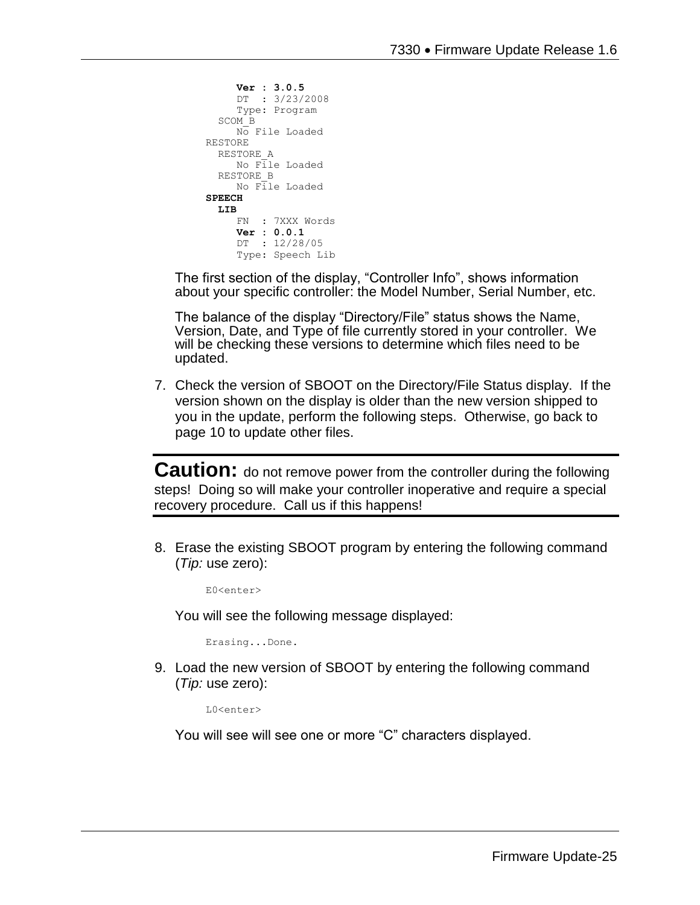```
        Ver : 3.0.5
        DT  : 3/23/2008
        Type: Program
    SCOM_B
        No File Loaded
RESTORE
    RESTORE_A
        No File Loaded
    RESTORE_B
        No File Loaded
SPEECH
    LIB
        FN  : 7XXX Words
        Ver : 0.0.1
        DT  : 12/28/05
        Type: Speech Lib
```

The first section of the display, “Controller Info”, shows information about your specific controller: the Model Number, Serial Number, etc.

The balance of the display “Directory/File” status shows the Name, Version, Date, and Type of file currently stored in your controller. We will be checking these versions to determine which files need to be updated.

7. Check the version of SBOOT on the Directory/File Status display. If the version shown on the display is older than the new version shipped to you in the update, perform the following steps. Otherwise, go back to page 10 to update other files.

---

**Caution:** do not remove power from the controller during the following steps! Doing so will make your controller inoperative and require a special recovery procedure. Call us if this happens!

---

8. Erase the existing SBOOT program by entering the following command (*Tip:* use zero):

   ```
   E0<enter>
   ```

   You will see the following message displayed:

   ```
   Erasing...Done.
   ```

9. Load the new version of SBOOT by entering the following command (*Tip:* use zero):

   ```
   L0<enter>
   ```

   You will see will see one or more “C” characters displayed.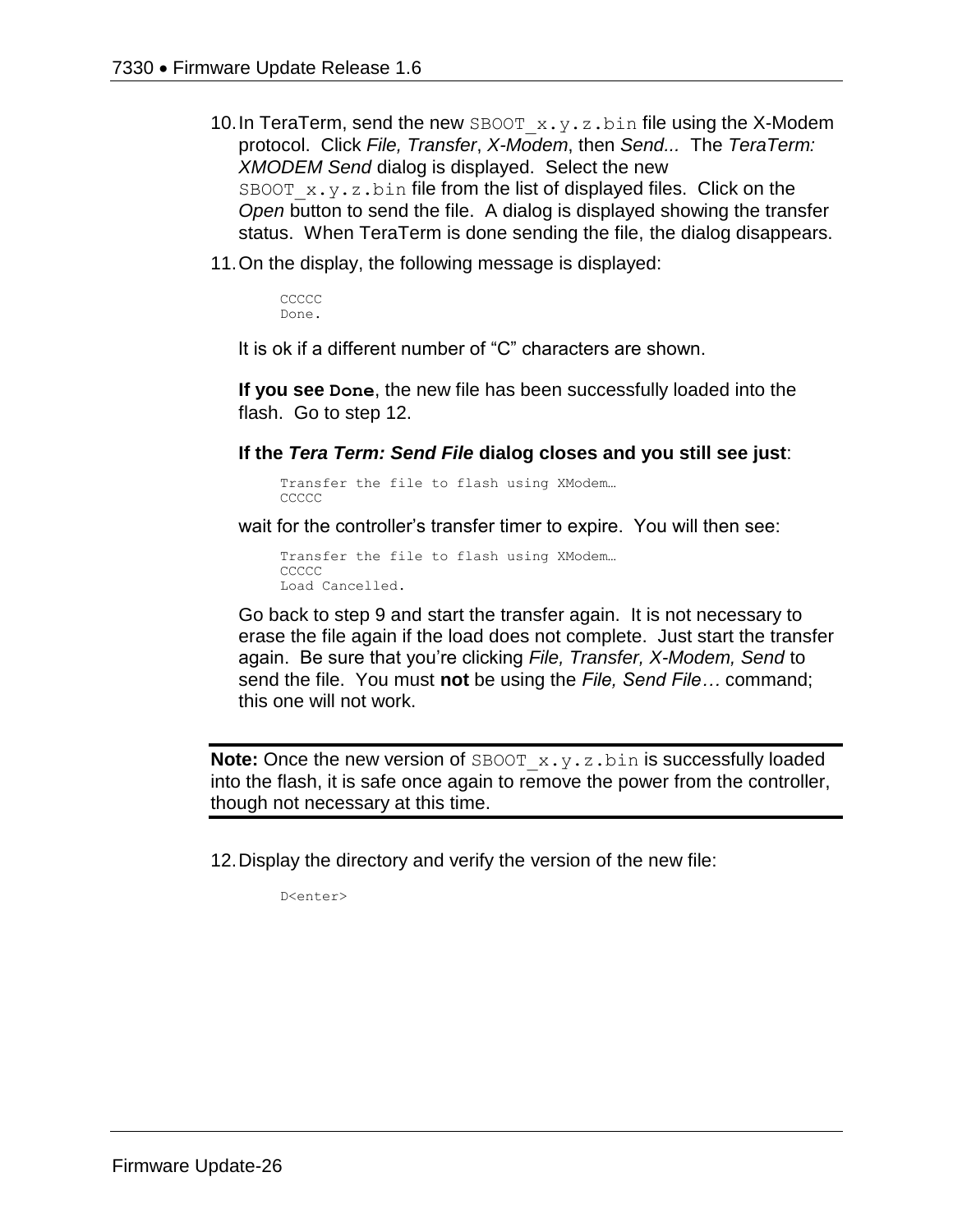10. In TeraTerm, send the new `SBOOT_x.y.z.bin` file using the X-Modem protocol. Click *File, Transfer*, *X-Modem*, then *Send...* The *TeraTerm: XMODEM Send* dialog is displayed. Select the new `SBOOT_x.y.z.bin` file from the list of displayed files. Click on the *Open* button to send the file. A dialog is displayed showing the transfer status. When TeraTerm is done sending the file, the dialog disappears.

11. On the display, the following message is displayed:

    ```
    CCCCC
    Done.
    ```

    It is ok if a different number of "C" characters are shown.

    **If you see `Done`**, the new file has been successfully loaded into the flash. Go to step 12.

    **If the *Tera Term: Send File* dialog closes and you still see just**:

    ```
    Transfer the file to flash using XModem…
    CCCCC
    ```

    wait for the controller's transfer timer to expire. You will then see:

    ```
    Transfer the file to flash using XModem…
    CCCCC
    Load Cancelled.
    ```

    Go back to step 9 and start the transfer again. It is not necessary to erase the file again if the load does not complete. Just start the transfer again. Be sure that you're clicking *File, Transfer, X-Modem, Send* to send the file. You must **not** be using the *File, Send File…* command; this one will not work.

---

**Note:** Once the new version of `SBOOT_x.y.z.bin` is successfully loaded into the flash, it is safe once again to remove the power from the controller, though not necessary at this time.

---

12. Display the directory and verify the version of the new file:

    ```
    D<enter>
    ```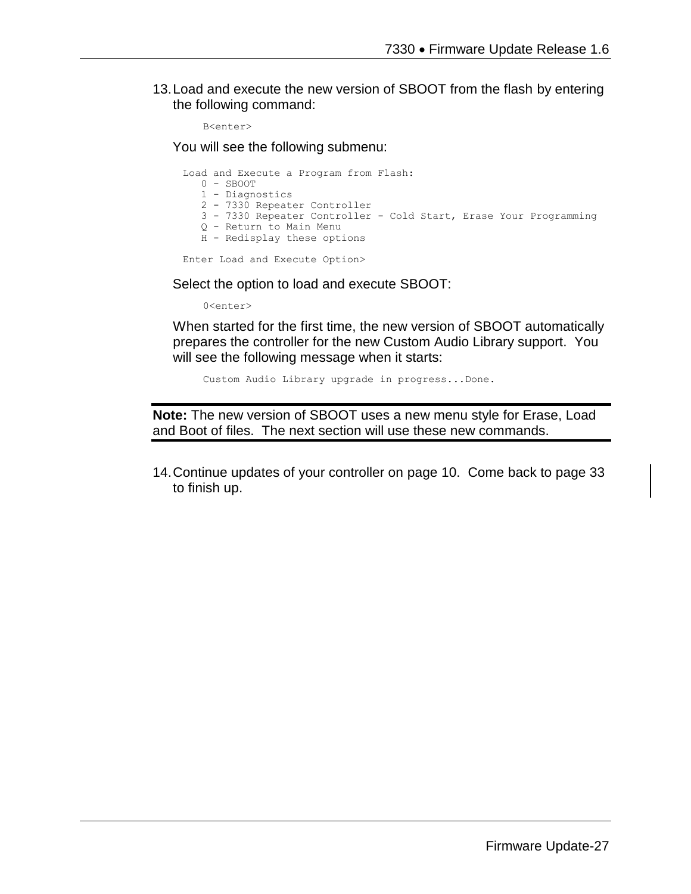13. Load and execute the new version of SBOOT from the flash by entering the following command:

    ```
    B<enter>
    ```

    You will see the following submenu:

    ```
    Load and Execute a Program from Flash:
       0 - SBOOT
       1 - Diagnostics
       2 - 7330 Repeater Controller
       3 - 7330 Repeater Controller - Cold Start, Erase Your Programming
       Q - Return to Main Menu
       H - Redisplay these options

    Enter Load and Execute Option>
    ```

    Select the option to load and execute SBOOT:

    ```
    0<enter>
    ```

    When started for the first time, the new version of SBOOT automatically prepares the controller for the new Custom Audio Library support. You will see the following message when it starts:

    ```
    Custom Audio Library upgrade in progress...Done.
    ```

---

**Note:** The new version of SBOOT uses a new menu style for Erase, Load and Boot of files. The next section will use these new commands.

---

14. Continue updates of your controller on page 10. Come back to page 33 to finish up.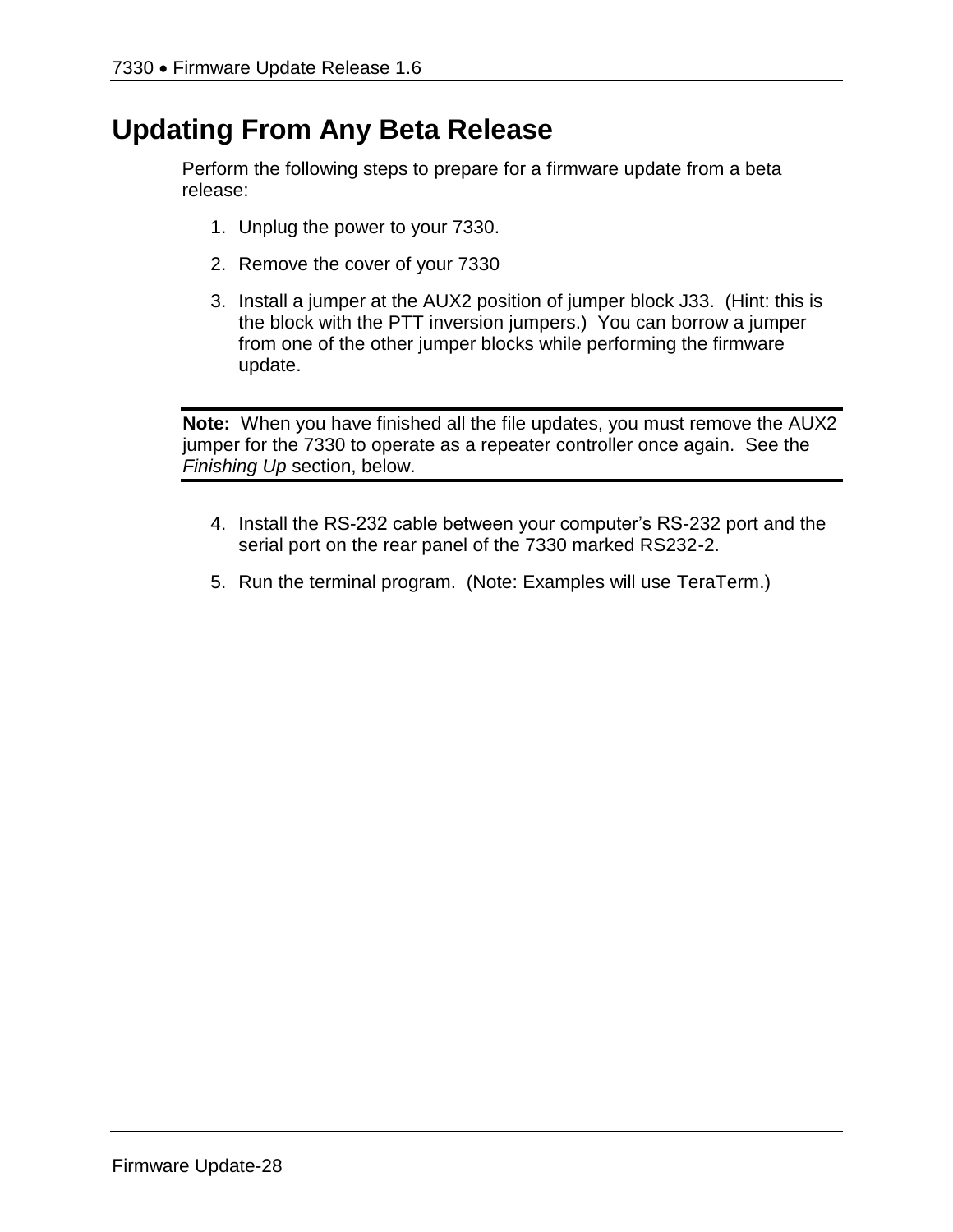# Updating From Any Beta Release

Perform the following steps to prepare for a firmware update from a beta release:

1. Unplug the power to your 7330.
2. Remove the cover of your 7330
3. Install a jumper at the AUX2 position of jumper block J33. (Hint: this is the block with the PTT inversion jumpers.) You can borrow a jumper from one of the other jumper blocks while performing the firmware update.

---

**Note:** When you have finished all the file updates, you must remove the AUX2 jumper for the 7330 to operate as a repeater controller once again. See the *Finishing Up* section, below.

---

4. Install the RS-232 cable between your computer's RS-232 port and the serial port on the rear panel of the 7330 marked RS232-2.
5. Run the terminal program. (Note: Examples will use TeraTerm.)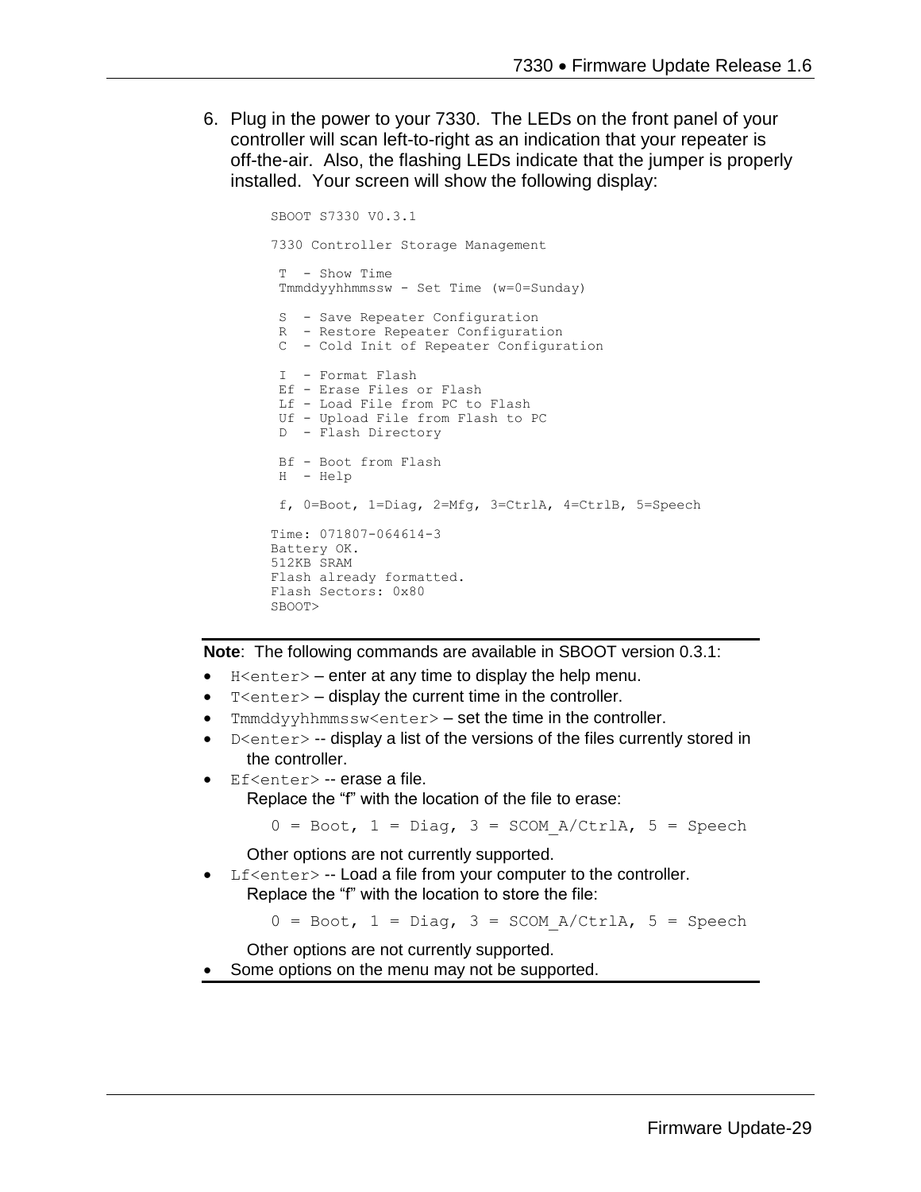6. Plug in the power to your 7330. The LEDs on the front panel of your controller will scan left-to-right as an indication that your repeater is off-the-air. Also, the flashing LEDs indicate that the jumper is properly installed. Your screen will show the following display:

```
SBOOT S7330 V0.3.1

7330 Controller Storage Management

 T  - Show Time
 Tmmddyyhhmmssw - Set Time (w=0=Sunday)

 S  - Save Repeater Configuration
 R  - Restore Repeater Configuration
 C  - Cold Init of Repeater Configuration

 I  - Format Flash
 Ef - Erase Files or Flash
 Lf - Load File from PC to Flash
 Uf - Upload File from Flash to PC
 D  - Flash Directory

 Bf - Boot from Flash
 H  - Help

 f, 0=Boot, 1=Diag, 2=Mfg, 3=CtrlA, 4=CtrlB, 5=Speech

Time: 071807-064614-3
Battery OK.
512KB SRAM
Flash already formatted.
Flash Sectors: 0x80
SBOOT>
```

---

**Note**: The following commands are available in SBOOT version 0.3.1:

- `H<enter>` – enter at any time to display the help menu.
- `T<enter>` – display the current time in the controller.
- `Tmmddyyhhmmssw<enter>` – set the time in the controller.
- `D<enter>` -- display a list of the versions of the files currently stored in the controller.
- `Ef<enter>` -- erase a file.
  Replace the "f" with the location of the file to erase:

  `0 = Boot, 1 = Diag, 3 = SCOM_A/CtrlA, 5 = Speech`

  Other options are not currently supported.
- `Lf<enter>` -- Load a file from your computer to the controller.
  Replace the "f" with the location to store the file:

  `0 = Boot, 1 = Diag, 3 = SCOM_A/CtrlA, 5 = Speech`

  Other options are not currently supported.
- Some options on the menu may not be supported.

---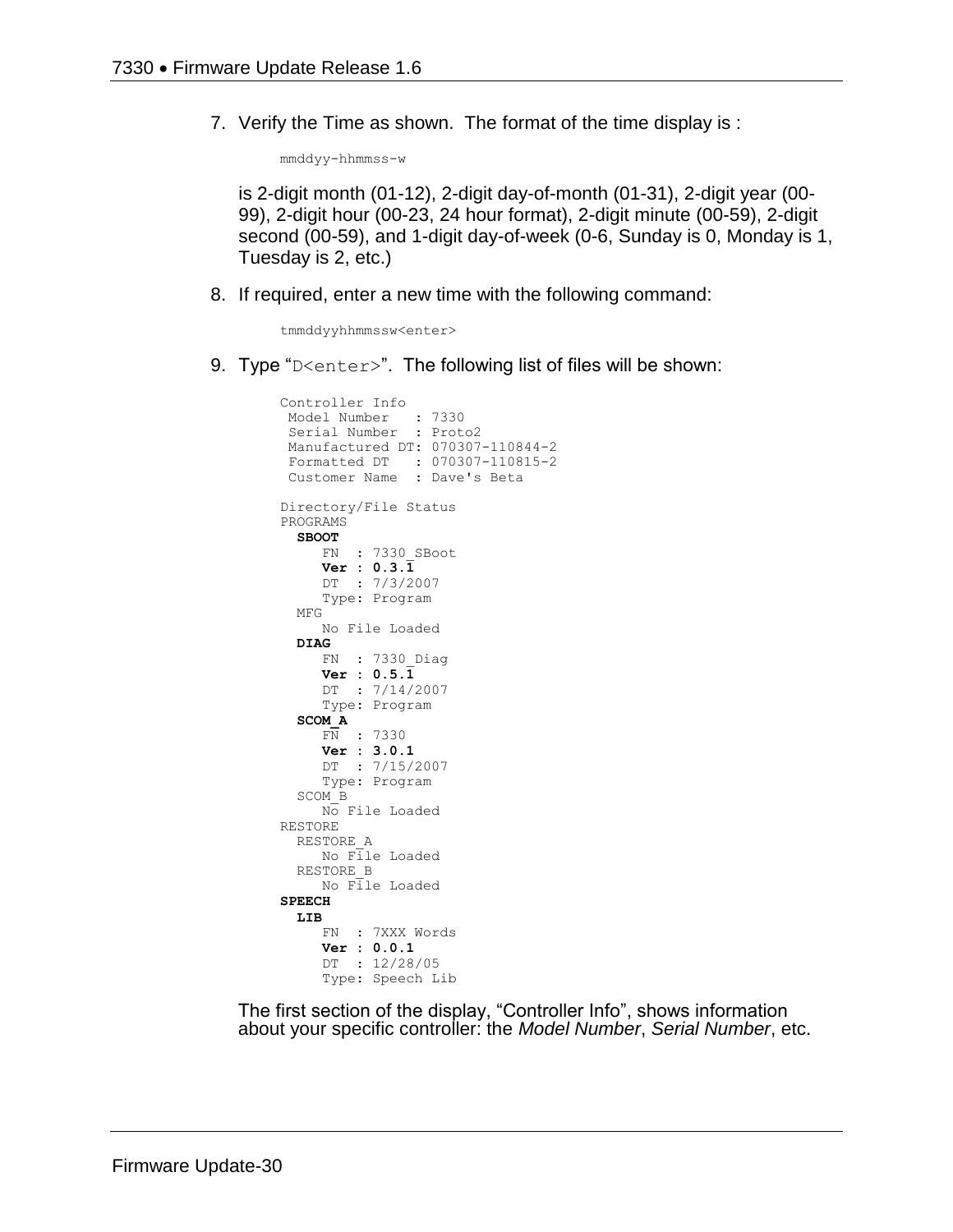7. Verify the Time as shown. The format of the time display is :

   ```
   mmddyy-hhmmss-w
   ```

   is 2-digit month (01-12), 2-digit day-of-month (01-31), 2-digit year (00-99), 2-digit hour (00-23, 24 hour format), 2-digit minute (00-59), 2-digit second (00-59), and 1-digit day-of-week (0-6, Sunday is 0, Monday is 1, Tuesday is 2, etc.)

8. If required, enter a new time with the following command:

   ```
   tmmddyyhhmmssw<enter>
   ```

9. Type "`D<enter>`". The following list of files will be shown:

   ```
   Controller Info
    Model Number   : 7330
    Serial Number  : Proto2
    Manufactured DT: 070307-110844-2
    Formatted DT   : 070307-110815-2
    Customer Name  : Dave's Beta

   Directory/File Status
   PROGRAMS
     SBOOT
        FN  : 7330_SBoot
        Ver : 0.3.1
        DT  : 7/3/2007
        Type: Program
     MFG
        No File Loaded
     DIAG
        FN  : 7330_Diag
        Ver : 0.5.1
        DT  : 7/14/2007
        Type: Program
     SCOM_A
        FN  : 7330
        Ver : 3.0.1
        DT  : 7/15/2007
        Type: Program
     SCOM_B
        No File Loaded
   RESTORE
     RESTORE_A
        No File Loaded
     RESTORE_B
        No File Loaded
   SPEECH
     LIB
        FN  : 7XXX Words
        Ver : 0.0.1
        DT  : 12/28/05
        Type: Speech Lib
   ```

   The first section of the display, "Controller Info", shows information about your specific controller: the *Model Number*, *Serial Number*, etc.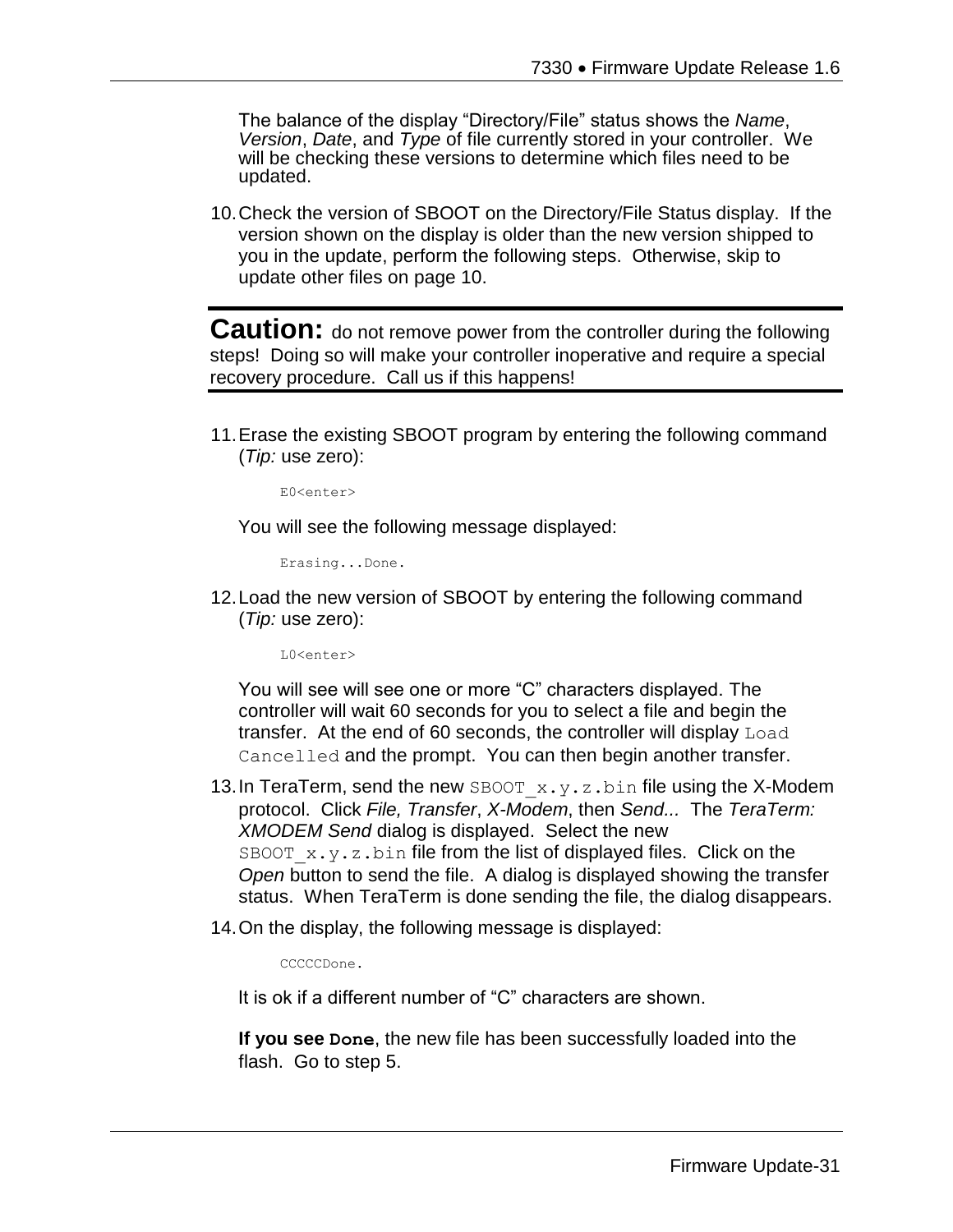The balance of the display "Directory/File" status shows the *Name*, *Version*, *Date*, and *Type* of file currently stored in your controller. We will be checking these versions to determine which files need to be updated.

10. Check the version of SBOOT on the Directory/File Status display. If the version shown on the display is older than the new version shipped to you in the update, perform the following steps. Otherwise, skip to update other files on page 10.

---

**Caution:** do not remove power from the controller during the following steps! Doing so will make your controller inoperative and require a special recovery procedure. Call us if this happens!

---

11. Erase the existing SBOOT program by entering the following command (*Tip:* use zero):

    ```
    E0<enter>
    ```

    You will see the following message displayed:

    ```
    Erasing...Done.
    ```

12. Load the new version of SBOOT by entering the following command (*Tip:* use zero):

    ```
    L0<enter>
    ```

    You will see will see one or more "C" characters displayed. The controller will wait 60 seconds for you to select a file and begin the transfer. At the end of 60 seconds, the controller will display `Load Cancelled` and the prompt. You can then begin another transfer.

13. In TeraTerm, send the new `SBOOT_x.y.z.bin` file using the X-Modem protocol. Click *File, Transfer*, *X-Modem*, then *Send...* The *TeraTerm: XMODEM Send* dialog is displayed. Select the new `SBOOT_x.y.z.bin` file from the list of displayed files. Click on the *Open* button to send the file. A dialog is displayed showing the transfer status. When TeraTerm is done sending the file, the dialog disappears.

14. On the display, the following message is displayed:

    ```
    CCCCCDone.
    ```

    It is ok if a different number of "C" characters are shown.

    **If you see `Done`**, the new file has been successfully loaded into the flash. Go to step 5.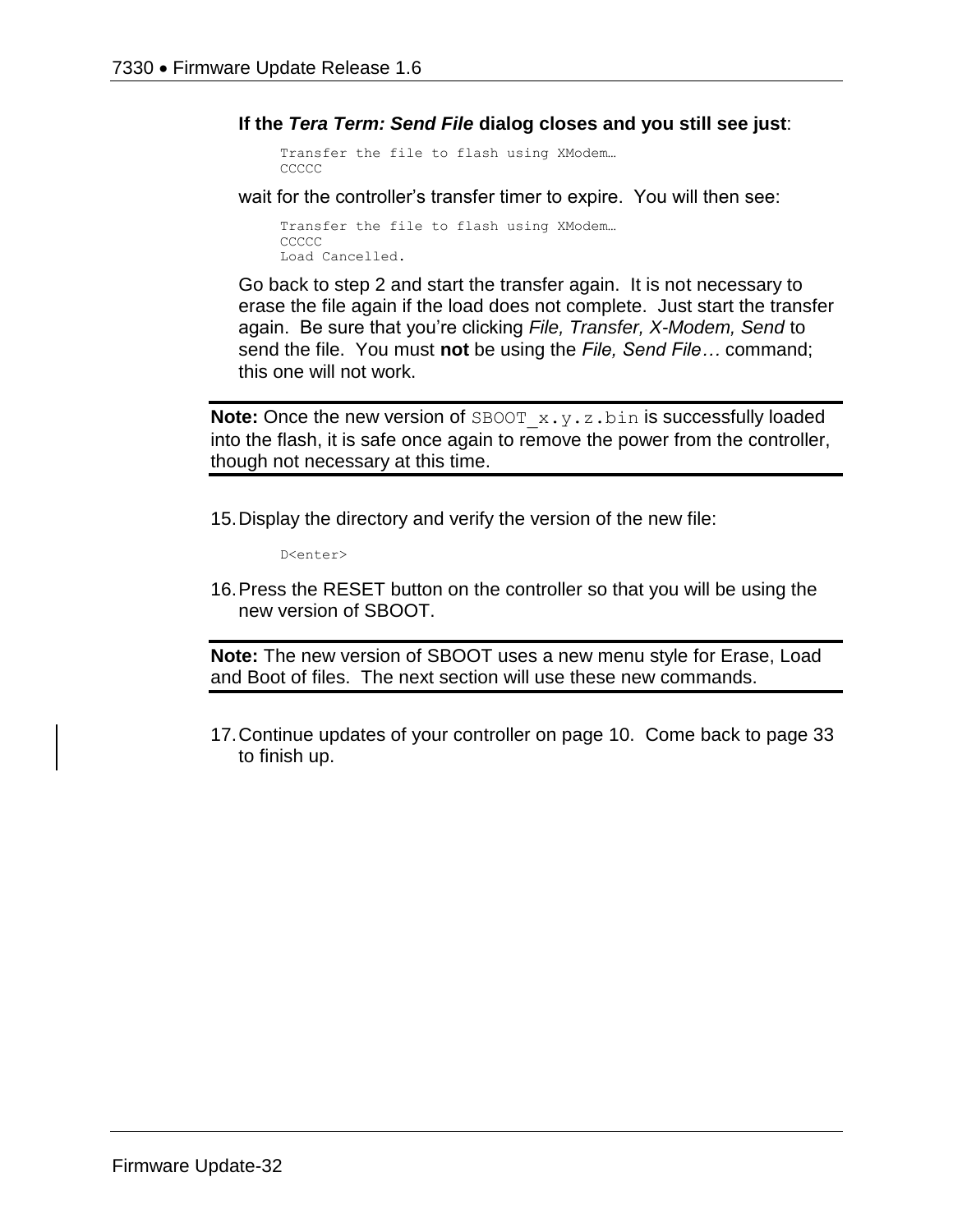**If the *Tera Term: Send File* dialog closes and you still see just**:

```
Transfer the file to flash using XModem…
CCCCC
```

wait for the controller's transfer timer to expire. You will then see:

```
Transfer the file to flash using XModem…
CCCCC
Load Cancelled.
```

Go back to step 2 and start the transfer again. It is not necessary to erase the file again if the load does not complete. Just start the transfer again. Be sure that you're clicking *File, Transfer, X-Modem, Send* to send the file. You must **not** be using the *File, Send File…* command; this one will not work.

---

**Note:** Once the new version of `SBOOT_x.y.z.bin` is successfully loaded into the flash, it is safe once again to remove the power from the controller, though not necessary at this time.

---

15. Display the directory and verify the version of the new file:

    ```
    D<enter>
    ```

16. Press the RESET button on the controller so that you will be using the new version of SBOOT.

---

**Note:** The new version of SBOOT uses a new menu style for Erase, Load and Boot of files. The next section will use these new commands.

---

17. Continue updates of your controller on page 10. Come back to page 33 to finish up.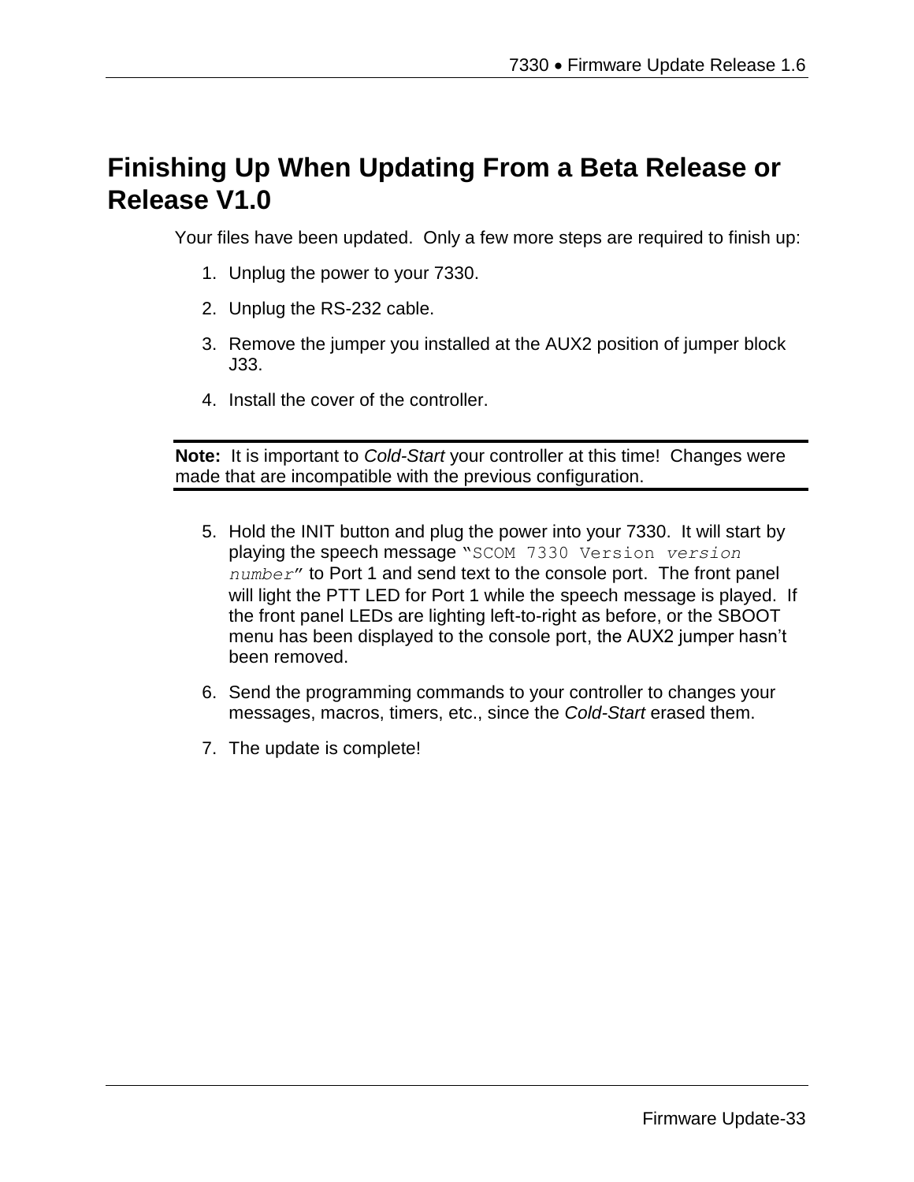## Finishing Up When Updating From a Beta Release or Release V1.0

Your files have been updated. Only a few more steps are required to finish up:

1. Unplug the power to your 7330.
2. Unplug the RS-232 cable.
3. Remove the jumper you installed at the AUX2 position of jumper block J33.
4. Install the cover of the controller.

---

**Note:** It is important to *Cold-Start* your controller at this time! Changes were made that are incompatible with the previous configuration.

---

5. Hold the INIT button and plug the power into your 7330. It will start by playing the speech message "`SCOM 7330 Version` *`version number`*" to Port 1 and send text to the console port. The front panel will light the PTT LED for Port 1 while the speech message is played. If the front panel LEDs are lighting left-to-right as before, or the SBOOT menu has been displayed to the console port, the AUX2 jumper hasn't been removed.
6. Send the programming commands to your controller to changes your messages, macros, timers, etc., since the *Cold-Start* erased them.
7. The update is complete!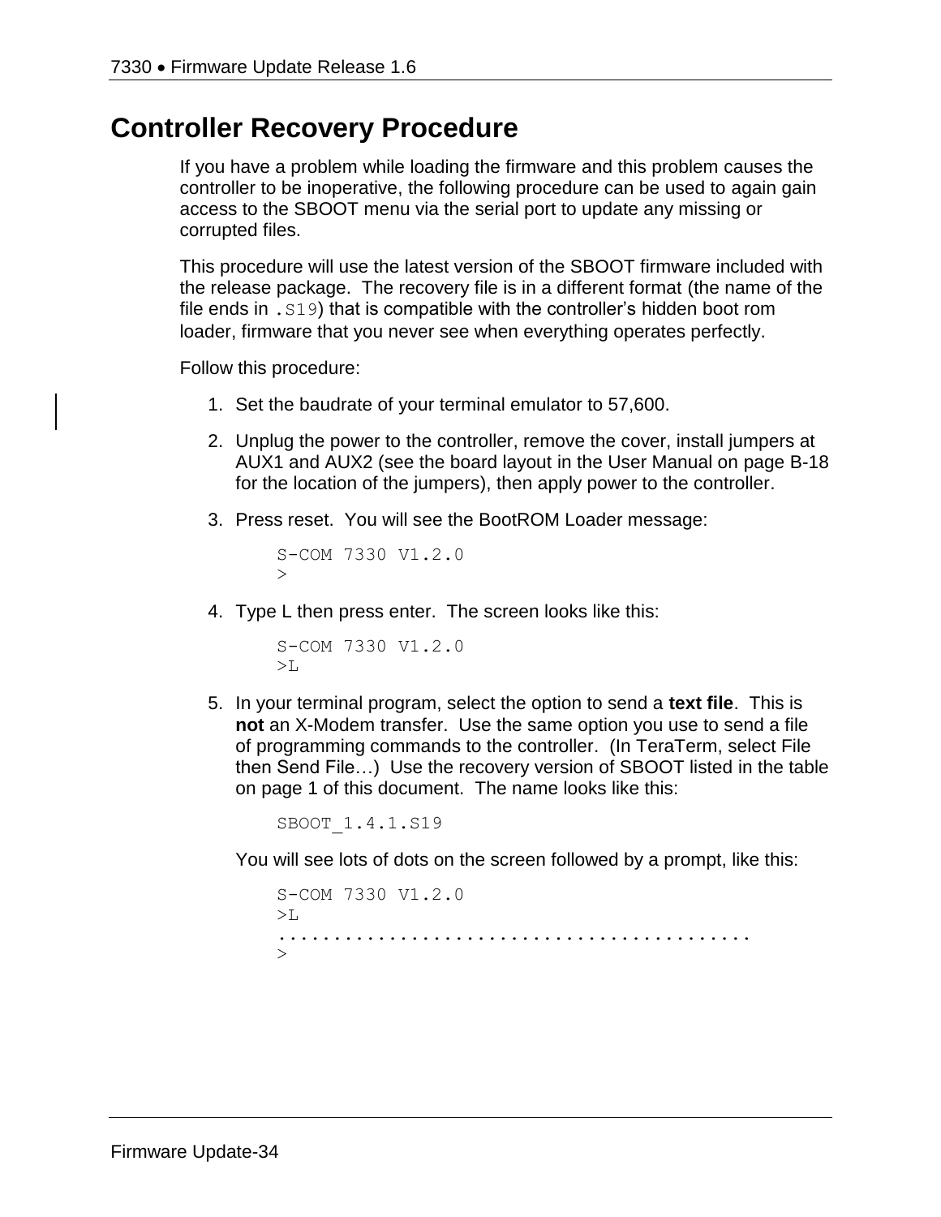# Controller Recovery Procedure

If you have a problem while loading the firmware and this problem causes the controller to be inoperative, the following procedure can be used to again gain access to the SBOOT menu via the serial port to update any missing or corrupted files.

This procedure will use the latest version of the SBOOT firmware included with the release package. The recovery file is in a different format (the name of the file ends in `.S19`) that is compatible with the controller's hidden boot rom loader, firmware that you never see when everything operates perfectly.

Follow this procedure:

1. Set the baudrate of your terminal emulator to 57,600.
2. Unplug the power to the controller, remove the cover, install jumpers at AUX1 and AUX2 (see the board layout in the User Manual on page B-18 for the location of the jumpers), then apply power to the controller.
3. Press reset. You will see the BootROM Loader message:

   ```
   S-COM 7330 V1.2.0
   >
   ```

4. Type L then press enter. The screen looks like this:

   ```
   S-COM 7330 V1.2.0
   >L
   ```

5. In your terminal program, select the option to send a **text file**. This is **not** an X-Modem transfer. Use the same option you use to send a file of programming commands to the controller. (In TeraTerm, select File then Send File…) Use the recovery version of SBOOT listed in the table on page 1 of this document. The name looks like this:

   ```
   SBOOT_1.4.1.S19
   ```

   You will see lots of dots on the screen followed by a prompt, like this:

   ```
   S-COM 7330 V1.2.0
   >L
   ........................................
   >
   ```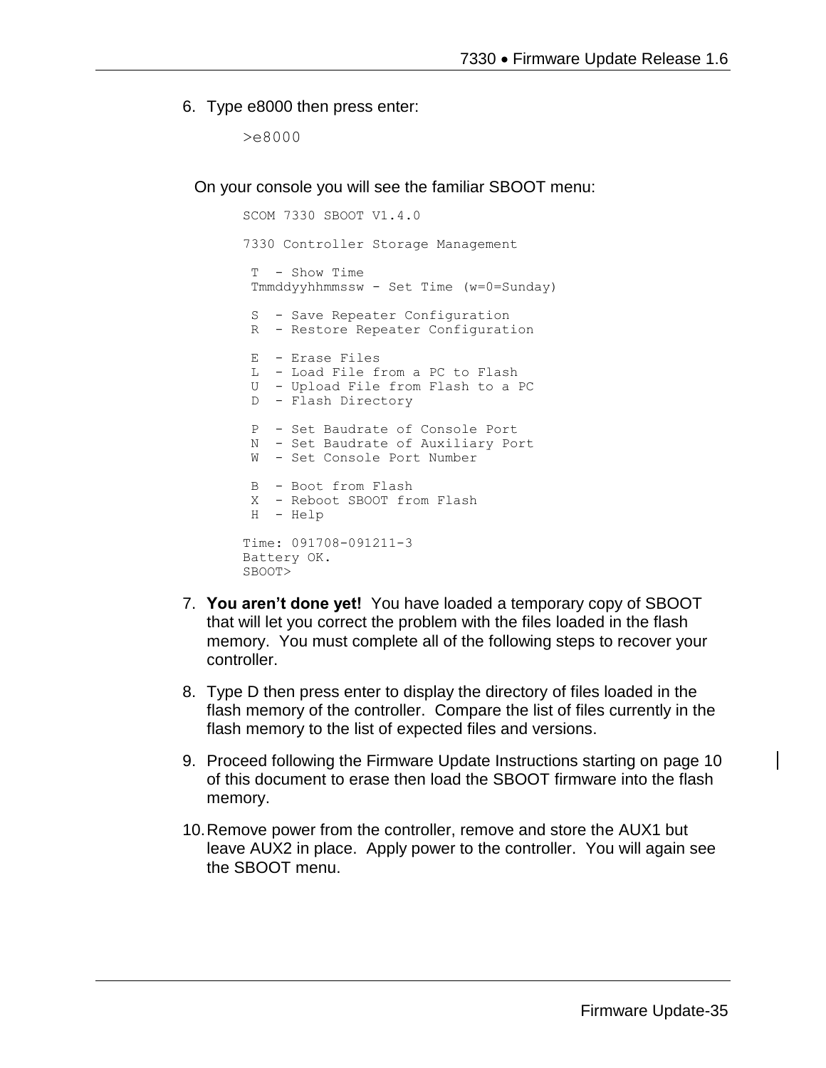6. Type e8000 then press enter:

```
>e8000
```

On your console you will see the familiar SBOOT menu:

```
SCOM 7330 SBOOT V1.4.0

7330 Controller Storage Management

 T  - Show Time
 Tmmddyyhhmmssw - Set Time (w=0=Sunday)

 S  - Save Repeater Configuration
 R  - Restore Repeater Configuration

 E  - Erase Files
 L  - Load File from a PC to Flash
 U  - Upload File from Flash to a PC
 D  - Flash Directory

 P  - Set Baudrate of Console Port
 N  - Set Baudrate of Auxiliary Port
 W  - Set Console Port Number

 B  - Boot from Flash
 X  - Reboot SBOOT from Flash
 H  - Help

Time: 091708-091211-3
Battery OK.
SBOOT>
```

7. **You aren't done yet!** You have loaded a temporary copy of SBOOT that will let you correct the problem with the files loaded in the flash memory. You must complete all of the following steps to recover your controller.

8. Type D then press enter to display the directory of files loaded in the flash memory of the controller. Compare the list of files currently in the flash memory to the list of expected files and versions.

9. Proceed following the Firmware Update Instructions starting on page 10 of this document to erase then load the SBOOT firmware into the flash memory.

10. Remove power from the controller, remove and store the AUX1 but leave AUX2 in place. Apply power to the controller. You will again see the SBOOT menu.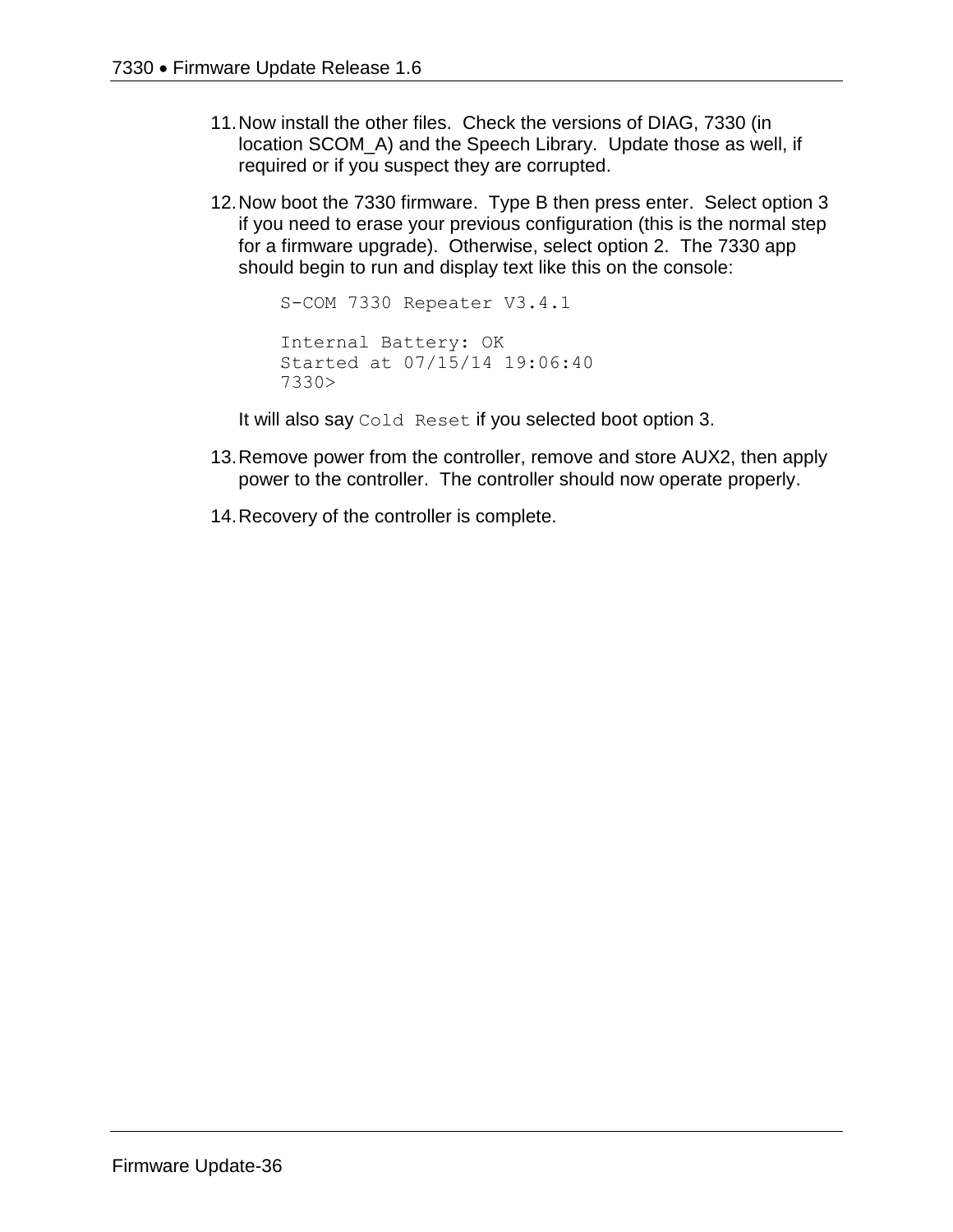11. Now install the other files.  Check the versions of DIAG, 7330 (in location SCOM_A) and the Speech Library.  Update those as well, if required or if you suspect they are corrupted.

12. Now boot the 7330 firmware.  Type B then press enter.  Select option 3 if you need to erase your previous configuration (this is the normal step for a firmware upgrade).  Otherwise, select option 2.  The 7330 app should begin to run and display text like this on the console:

    ```
    S-COM 7330 Repeater V3.4.1

    Internal Battery: OK
    Started at 07/15/14 19:06:40
    7330>
    ```

    It will also say `Cold Reset` if you selected boot option 3.

13. Remove power from the controller, remove and store AUX2, then apply power to the controller.  The controller should now operate properly.

14. Recovery of the controller is complete.